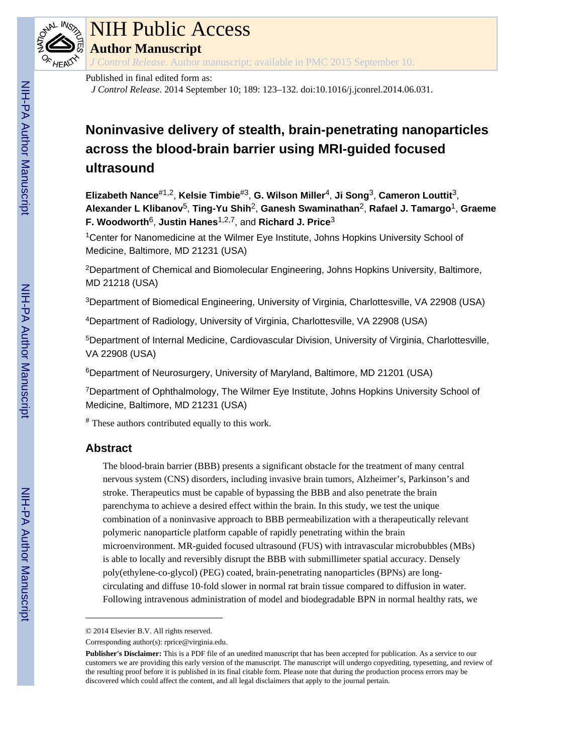# NIH Public Access

## Author Manuscript

*J Control Release*. Author manuscript; available in PMC 2015 September 10.

Published in final edited form as:

*J Control Release*. 2014 September 10; 189: 123–132. doi:10.1016/j.jconrel.2014.06.031.

# Noninvasive delivery of stealth, brain-penetrating nanoparticles across the blood-brain barrier using MRI-guided focused ultrasound

**Elizabeth Nance**[#1,2], **Kelsie Timbie**[#3], **G. Wilson Miller**[4], **Ji Song**[3], **Cameron Louttit**[3], **Alexander L Klibanov**[5], **Ting-Yu Shih**[2], **Ganesh Swaminathan**[2], **Rafael J. Tamargo**[1], **Graeme F. Woodworth**[6], **Justin Hanes**[1,2,7], and **Richard J. Price**[3]

[1]Center for Nanomedicine at the Wilmer Eye Institute, Johns Hopkins University School of Medicine, Baltimore, MD 21231 (USA)

[2]Department of Chemical and Biomolecular Engineering, Johns Hopkins University, Baltimore, MD 21218 (USA)

[3]Department of Biomedical Engineering, University of Virginia, Charlottesville, VA 22908 (USA)

[4]Department of Radiology, University of Virginia, Charlottesville, VA 22908 (USA)

[5]Department of Internal Medicine, Cardiovascular Division, University of Virginia, Charlottesville, VA 22908 (USA)

[6]Department of Neurosurgery, University of Maryland, Baltimore, MD 21201 (USA)

[7]Department of Ophthalmology, The Wilmer Eye Institute, Johns Hopkins University School of Medicine, Baltimore, MD 21231 (USA)

[#] These authors contributed equally to this work.

## Abstract

The blood-brain barrier (BBB) presents a significant obstacle for the treatment of many central nervous system (CNS) disorders, including invasive brain tumors, Alzheimer's, Parkinson's and stroke. Therapeutics must be capable of bypassing the BBB and also penetrate the brain parenchyma to achieve a desired effect within the brain. In this study, we test the unique combination of a noninvasive approach to BBB permeabilization with a therapeutically relevant polymeric nanoparticle platform capable of rapidly penetrating within the brain microenvironment. MR-guided focused ultrasound (FUS) with intravascular microbubbles (MBs) is able to locally and reversibly disrupt the BBB with submillimeter spatial accuracy. Densely poly(ethylene-co-glycol) (PEG) coated, brain-penetrating nanoparticles (BPNs) are long-circulating and diffuse 10-fold slower in normal rat brain tissue compared to diffusion in water. Following intravenous administration of model and biodegradable BPN in normal healthy rats, we

© 2014 Elsevier B.V. All rights reserved.

Corresponding author(s): rprice@virginia.edu.

**Publisher's Disclaimer:** This is a PDF file of an unedited manuscript that has been accepted for publication. As a service to our customers we are providing this early version of the manuscript. The manuscript will undergo copyediting, typesetting, and review of the resulting proof before it is published in its final citable form. Please note that during the production process errors may be discovered which could affect the content, and all legal disclaimers that apply to the journal pertain.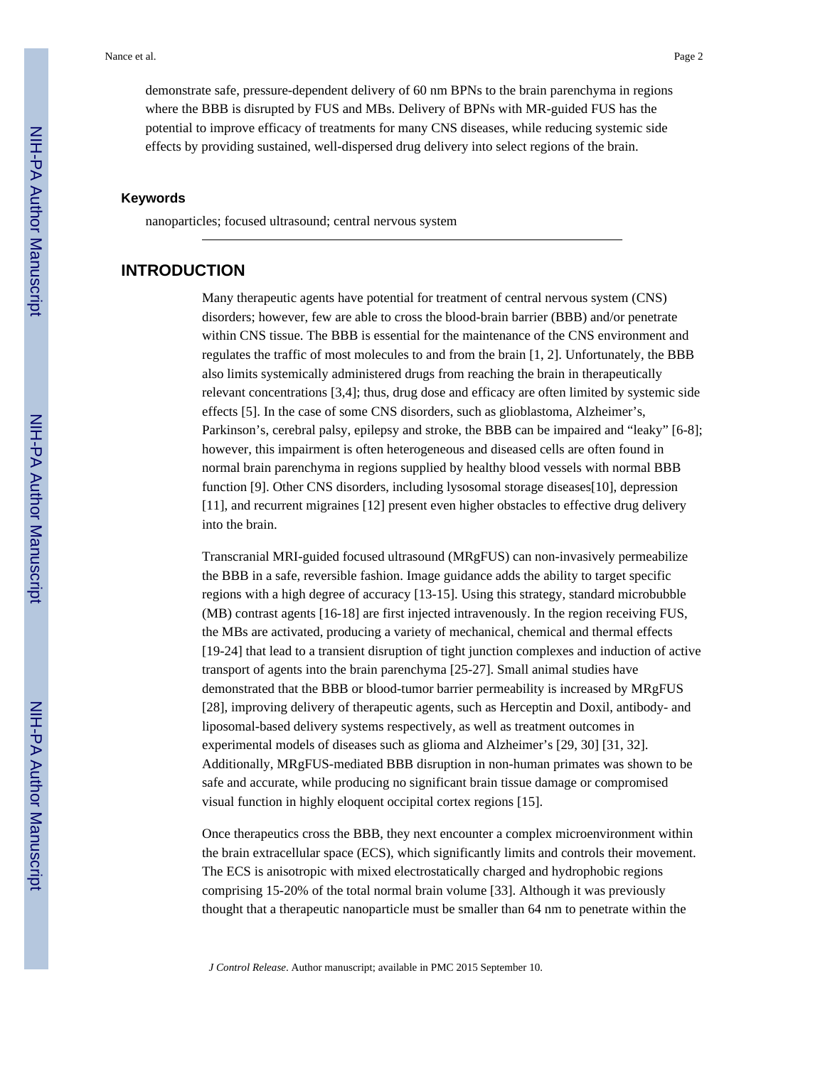demonstrate safe, pressure-dependent delivery of 60 nm BPNs to the brain parenchyma in regions where the BBB is disrupted by FUS and MBs. Delivery of BPNs with MR-guided FUS has the potential to improve efficacy of treatments for many CNS diseases, while reducing systemic side effects by providing sustained, well-dispersed drug delivery into select regions of the brain.

### Keywords

nanoparticles; focused ultrasound; central nervous system

## INTRODUCTION

Many therapeutic agents have potential for treatment of central nervous system (CNS) disorders; however, few are able to cross the blood-brain barrier (BBB) and/or penetrate within CNS tissue. The BBB is essential for the maintenance of the CNS environment and regulates the traffic of most molecules to and from the brain [1, 2]. Unfortunately, the BBB also limits systemically administered drugs from reaching the brain in therapeutically relevant concentrations [3,4]; thus, drug dose and efficacy are often limited by systemic side effects [5]. In the case of some CNS disorders, such as glioblastoma, Alzheimer's, Parkinson's, cerebral palsy, epilepsy and stroke, the BBB can be impaired and "leaky" [6-8]; however, this impairment is often heterogeneous and diseased cells are often found in normal brain parenchyma in regions supplied by healthy blood vessels with normal BBB function [9]. Other CNS disorders, including lysosomal storage diseases[10], depression [11], and recurrent migraines [12] present even higher obstacles to effective drug delivery into the brain.

Transcranial MRI-guided focused ultrasound (MRgFUS) can non-invasively permeabilize the BBB in a safe, reversible fashion. Image guidance adds the ability to target specific regions with a high degree of accuracy [13-15]. Using this strategy, standard microbubble (MB) contrast agents [16-18] are first injected intravenously. In the region receiving FUS, the MBs are activated, producing a variety of mechanical, chemical and thermal effects [19-24] that lead to a transient disruption of tight junction complexes and induction of active transport of agents into the brain parenchyma [25-27]. Small animal studies have demonstrated that the BBB or blood-tumor barrier permeability is increased by MRgFUS [28], improving delivery of therapeutic agents, such as Herceptin and Doxil, antibody- and liposomal-based delivery systems respectively, as well as treatment outcomes in experimental models of diseases such as glioma and Alzheimer's [29, 30] [31, 32]. Additionally, MRgFUS-mediated BBB disruption in non-human primates was shown to be safe and accurate, while producing no significant brain tissue damage or compromised visual function in highly eloquent occipital cortex regions [15].

Once therapeutics cross the BBB, they next encounter a complex microenvironment within the brain extracellular space (ECS), which significantly limits and controls their movement. The ECS is anisotropic with mixed electrostatically charged and hydrophobic regions comprising 15-20% of the total normal brain volume [33]. Although it was previously thought that a therapeutic nanoparticle must be smaller than 64 nm to penetrate within the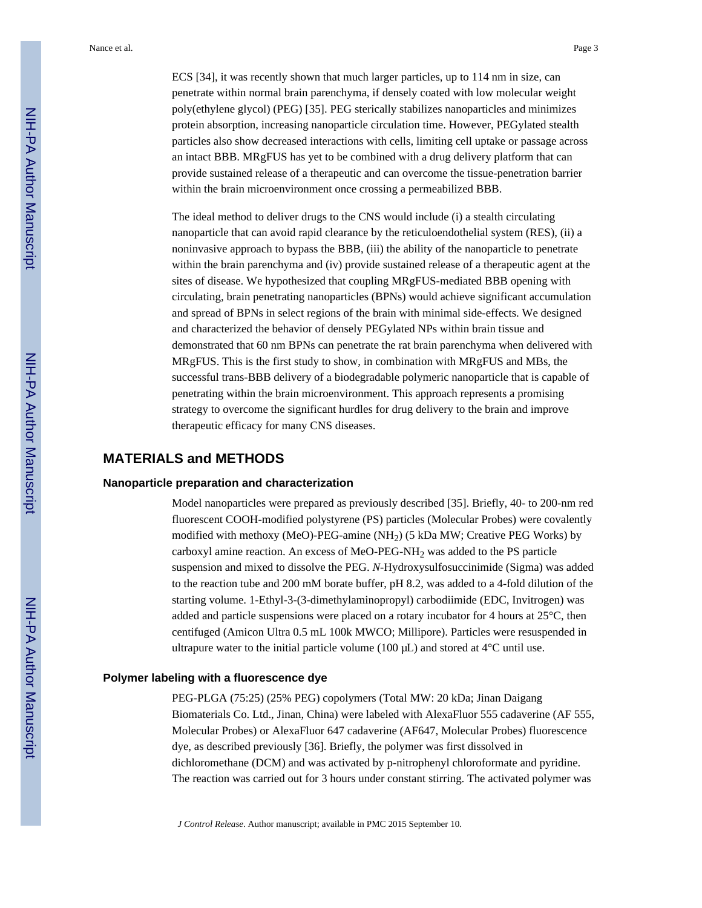ECS [34], it was recently shown that much larger particles, up to 114 nm in size, can penetrate within normal brain parenchyma, if densely coated with low molecular weight poly(ethylene glycol) (PEG) [35]. PEG sterically stabilizes nanoparticles and minimizes protein absorption, increasing nanoparticle circulation time. However, PEGylated stealth particles also show decreased interactions with cells, limiting cell uptake or passage across an intact BBB. MRgFUS has yet to be combined with a drug delivery platform that can provide sustained release of a therapeutic and can overcome the tissue-penetration barrier within the brain microenvironment once crossing a permeabilized BBB.

The ideal method to deliver drugs to the CNS would include (i) a stealth circulating nanoparticle that can avoid rapid clearance by the reticuloendothelial system (RES), (ii) a noninvasive approach to bypass the BBB, (iii) the ability of the nanoparticle to penetrate within the brain parenchyma and (iv) provide sustained release of a therapeutic agent at the sites of disease. We hypothesized that coupling MRgFUS-mediated BBB opening with circulating, brain penetrating nanoparticles (BPNs) would achieve significant accumulation and spread of BPNs in select regions of the brain with minimal side-effects. We designed and characterized the behavior of densely PEGylated NPs within brain tissue and demonstrated that 60 nm BPNs can penetrate the rat brain parenchyma when delivered with MRgFUS. This is the first study to show, in combination with MRgFUS and MBs, the successful trans-BBB delivery of a biodegradable polymeric nanoparticle that is capable of penetrating within the brain microenvironment. This approach represents a promising strategy to overcome the significant hurdles for drug delivery to the brain and improve therapeutic efficacy for many CNS diseases.

## MATERIALS and METHODS

### Nanoparticle preparation and characterization

Model nanoparticles were prepared as previously described [35]. Briefly, 40- to 200-nm red fluorescent COOH-modified polystyrene (PS) particles (Molecular Probes) were covalently modified with methoxy (MeO)-PEG-amine ($NH_2$) (5 kDa MW; Creative PEG Works) by carboxyl amine reaction. An excess of MeO-PEG-$NH_2$ was added to the PS particle suspension and mixed to dissolve the PEG. *N*-Hydroxysulfosuccinimide (Sigma) was added to the reaction tube and 200 mM borate buffer, pH 8.2, was added to a 4-fold dilution of the starting volume. 1-Ethyl-3-(3-dimethylaminopropyl) carbodiimide (EDC, Invitrogen) was added and particle suspensions were placed on a rotary incubator for 4 hours at 25°C, then centifuged (Amicon Ultra 0.5 mL 100k MWCO; Millipore). Particles were resuspended in ultrapure water to the initial particle volume (100 μL) and stored at 4°C until use.

### Polymer labeling with a fluorescence dye

PEG-PLGA (75:25) (25% PEG) copolymers (Total MW: 20 kDa; Jinan Daigang Biomaterials Co. Ltd., Jinan, China) were labeled with AlexaFluor 555 cadaverine (AF 555, Molecular Probes) or AlexaFluor 647 cadaverine (AF647, Molecular Probes) fluorescence dye, as described previously [36]. Briefly, the polymer was first dissolved in dichloromethane (DCM) and was activated by p-nitrophenyl chloroformate and pyridine. The reaction was carried out for 3 hours under constant stirring. The activated polymer was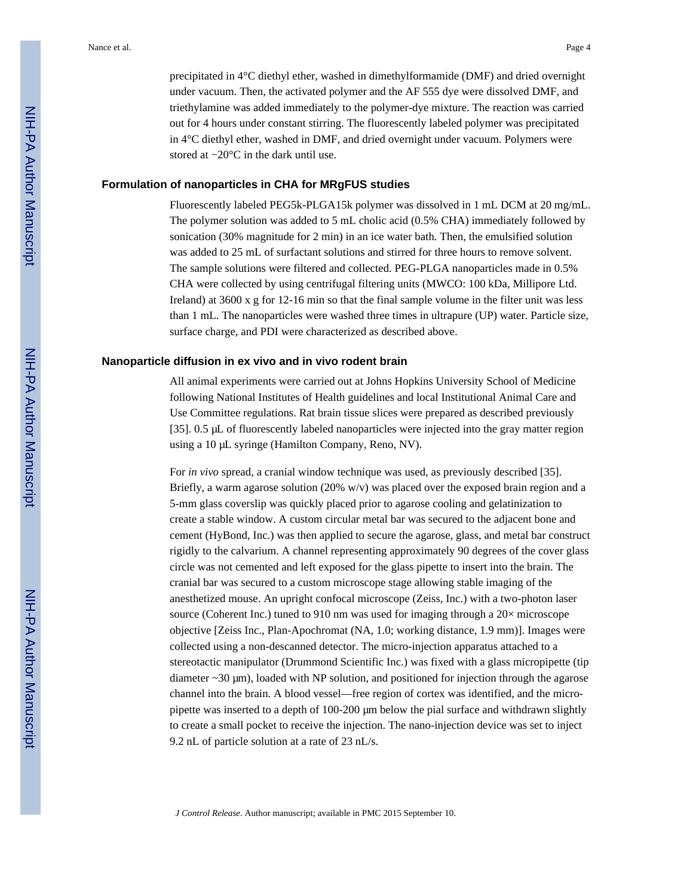precipitated in 4°C diethyl ether, washed in dimethylformamide (DMF) and dried overnight under vacuum. Then, the activated polymer and the AF 555 dye were dissolved DMF, and triethylamine was added immediately to the polymer-dye mixture. The reaction was carried out for 4 hours under constant stirring. The fluorescently labeled polymer was precipitated in 4°C diethyl ether, washed in DMF, and dried overnight under vacuum. Polymers were stored at −20°C in the dark until use.

### Formulation of nanoparticles in CHA for MRgFUS studies

Fluorescently labeled PEG5k-PLGA15k polymer was dissolved in 1 mL DCM at 20 mg/mL. The polymer solution was added to 5 mL cholic acid (0.5% CHA) immediately followed by sonication (30% magnitude for 2 min) in an ice water bath. Then, the emulsified solution was added to 25 mL of surfactant solutions and stirred for three hours to remove solvent. The sample solutions were filtered and collected. PEG-PLGA nanoparticles made in 0.5% CHA were collected by using centrifugal filtering units (MWCO: 100 kDa, Millipore Ltd. Ireland) at 3600 x g for 12-16 min so that the final sample volume in the filter unit was less than 1 mL. The nanoparticles were washed three times in ultrapure (UP) water. Particle size, surface charge, and PDI were characterized as described above.

### Nanoparticle diffusion in ex vivo and in vivo rodent brain

All animal experiments were carried out at Johns Hopkins University School of Medicine following National Institutes of Health guidelines and local Institutional Animal Care and Use Committee regulations. Rat brain tissue slices were prepared as described previously [35]. 0.5 μL of fluorescently labeled nanoparticles were injected into the gray matter region using a 10 μL syringe (Hamilton Company, Reno, NV).

For *in vivo* spread, a cranial window technique was used, as previously described [35]. Briefly, a warm agarose solution (20% w/v) was placed over the exposed brain region and a 5-mm glass coverslip was quickly placed prior to agarose cooling and gelatinization to create a stable window. A custom circular metal bar was secured to the adjacent bone and cement (HyBond, Inc.) was then applied to secure the agarose, glass, and metal bar construct rigidly to the calvarium. A channel representing approximately 90 degrees of the cover glass circle was not cemented and left exposed for the glass pipette to insert into the brain. The cranial bar was secured to a custom microscope stage allowing stable imaging of the anesthetized mouse. An upright confocal microscope (Zeiss, Inc.) with a two-photon laser source (Coherent Inc.) tuned to 910 nm was used for imaging through a 20× microscope objective [Zeiss Inc., Plan-Apochromat (NA, 1.0; working distance, 1.9 mm)]. Images were collected using a non-descanned detector. The micro-injection apparatus attached to a stereotactic manipulator (Drummond Scientific Inc.) was fixed with a glass micropipette (tip diameter ~30 μm), loaded with NP solution, and positioned for injection through the agarose channel into the brain. A blood vessel—free region of cortex was identified, and the micro-pipette was inserted to a depth of 100-200 μm below the pial surface and withdrawn slightly to create a small pocket to receive the injection. The nano-injection device was set to inject 9.2 nL of particle solution at a rate of 23 nL/s.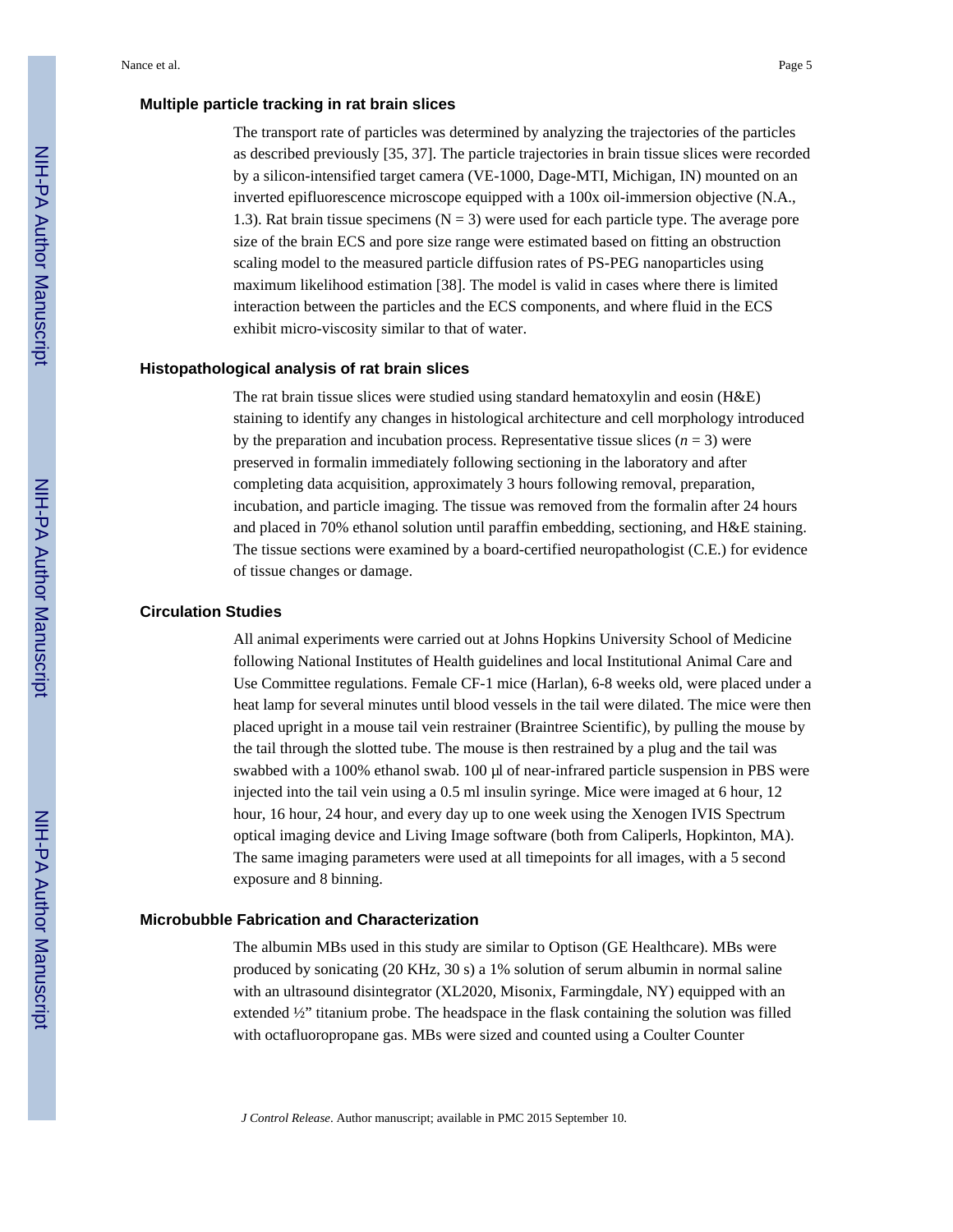### Multiple particle tracking in rat brain slices

The transport rate of particles was determined by analyzing the trajectories of the particles as described previously [35, 37]. The particle trajectories in brain tissue slices were recorded by a silicon-intensified target camera (VE-1000, Dage-MTI, Michigan, IN) mounted on an inverted epifluorescence microscope equipped with a 100x oil-immersion objective (N.A., 1.3). Rat brain tissue specimens (N = 3) were used for each particle type. The average pore size of the brain ECS and pore size range were estimated based on fitting an obstruction scaling model to the measured particle diffusion rates of PS-PEG nanoparticles using maximum likelihood estimation [38]. The model is valid in cases where there is limited interaction between the particles and the ECS components, and where fluid in the ECS exhibit micro-viscosity similar to that of water.

### Histopathological analysis of rat brain slices

The rat brain tissue slices were studied using standard hematoxylin and eosin (H&E) staining to identify any changes in histological architecture and cell morphology introduced by the preparation and incubation process. Representative tissue slices ($n = 3$) were preserved in formalin immediately following sectioning in the laboratory and after completing data acquisition, approximately 3 hours following removal, preparation, incubation, and particle imaging. The tissue was removed from the formalin after 24 hours and placed in 70% ethanol solution until paraffin embedding, sectioning, and H&E staining. The tissue sections were examined by a board-certified neuropathologist (C.E.) for evidence of tissue changes or damage.

### Circulation Studies

All animal experiments were carried out at Johns Hopkins University School of Medicine following National Institutes of Health guidelines and local Institutional Animal Care and Use Committee regulations. Female CF-1 mice (Harlan), 6-8 weeks old, were placed under a heat lamp for several minutes until blood vessels in the tail were dilated. The mice were then placed upright in a mouse tail vein restrainer (Braintree Scientific), by pulling the mouse by the tail through the slotted tube. The mouse is then restrained by a plug and the tail was swabbed with a 100% ethanol swab. 100 μl of near-infrared particle suspension in PBS were injected into the tail vein using a 0.5 ml insulin syringe. Mice were imaged at 6 hour, 12 hour, 16 hour, 24 hour, and every day up to one week using the Xenogen IVIS Spectrum optical imaging device and Living Image software (both from Caliperls, Hopkinton, MA). The same imaging parameters were used at all timepoints for all images, with a 5 second exposure and 8 binning.

### Microbubble Fabrication and Characterization

The albumin MBs used in this study are similar to Optison (GE Healthcare). MBs were produced by sonicating (20 KHz, 30 s) a 1% solution of serum albumin in normal saline with an ultrasound disintegrator (XL2020, Misonix, Farmingdale, NY) equipped with an extended ½" titanium probe. The headspace in the flask containing the solution was filled with octafluoropropane gas. MBs were sized and counted using a Coulter Counter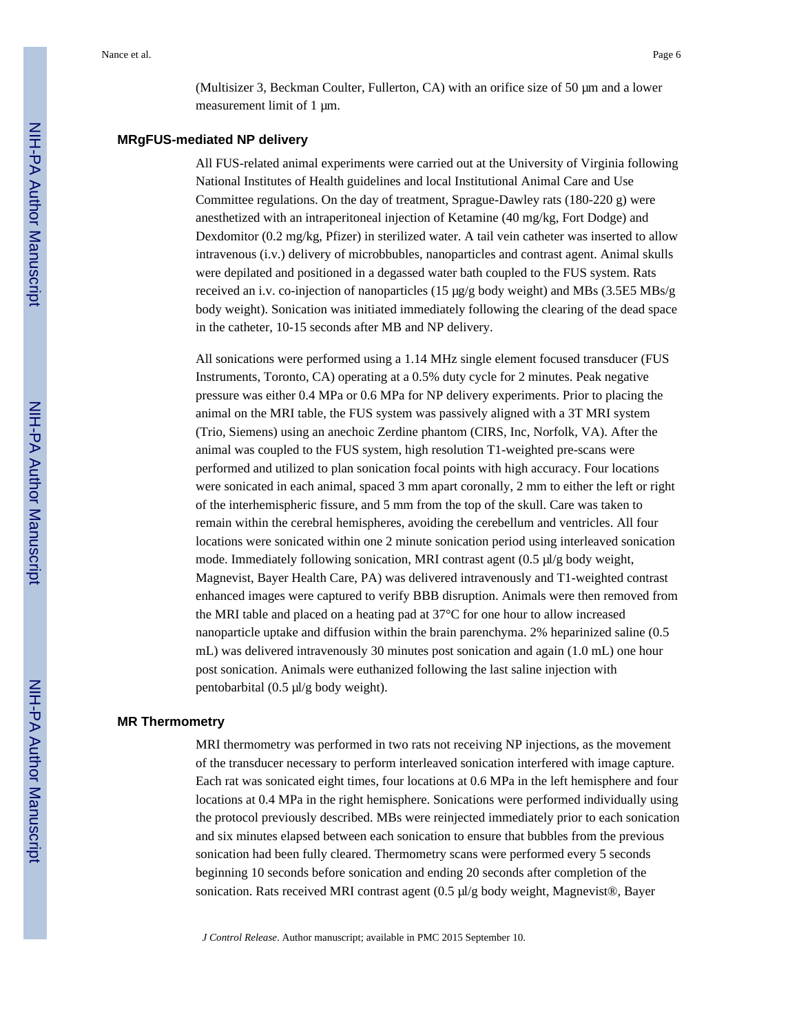(Multisizer 3, Beckman Coulter, Fullerton, CA) with an orifice size of 50 μm and a lower measurement limit of 1 μm.

### MRgFUS-mediated NP delivery

All FUS-related animal experiments were carried out at the University of Virginia following National Institutes of Health guidelines and local Institutional Animal Care and Use Committee regulations. On the day of treatment, Sprague-Dawley rats (180-220 g) were anesthetized with an intraperitoneal injection of Ketamine (40 mg/kg, Fort Dodge) and Dexdomitor (0.2 mg/kg, Pfizer) in sterilized water. A tail vein catheter was inserted to allow intravenous (i.v.) delivery of microbbubles, nanoparticles and contrast agent. Animal skulls were depilated and positioned in a degassed water bath coupled to the FUS system. Rats received an i.v. co-injection of nanoparticles (15 μg/g body weight) and MBs (3.5E5 MBs/g body weight). Sonication was initiated immediately following the clearing of the dead space in the catheter, 10-15 seconds after MB and NP delivery.

All sonications were performed using a 1.14 MHz single element focused transducer (FUS Instruments, Toronto, CA) operating at a 0.5% duty cycle for 2 minutes. Peak negative pressure was either 0.4 MPa or 0.6 MPa for NP delivery experiments. Prior to placing the animal on the MRI table, the FUS system was passively aligned with a 3T MRI system (Trio, Siemens) using an anechoic Zerdine phantom (CIRS, Inc, Norfolk, VA). After the animal was coupled to the FUS system, high resolution T1-weighted pre-scans were performed and utilized to plan sonication focal points with high accuracy. Four locations were sonicated in each animal, spaced 3 mm apart coronally, 2 mm to either the left or right of the interhemispheric fissure, and 5 mm from the top of the skull. Care was taken to remain within the cerebral hemispheres, avoiding the cerebellum and ventricles. All four locations were sonicated within one 2 minute sonication period using interleaved sonication mode. Immediately following sonication, MRI contrast agent (0.5 μl/g body weight, Magnevist, Bayer Health Care, PA) was delivered intravenously and T1-weighted contrast enhanced images were captured to verify BBB disruption. Animals were then removed from the MRI table and placed on a heating pad at 37°C for one hour to allow increased nanoparticle uptake and diffusion within the brain parenchyma. 2% heparinized saline (0.5 mL) was delivered intravenously 30 minutes post sonication and again (1.0 mL) one hour post sonication. Animals were euthanized following the last saline injection with pentobarbital (0.5 μl/g body weight).

### MR Thermometry

MRI thermometry was performed in two rats not receiving NP injections, as the movement of the transducer necessary to perform interleaved sonication interfered with image capture. Each rat was sonicated eight times, four locations at 0.6 MPa in the left hemisphere and four locations at 0.4 MPa in the right hemisphere. Sonications were performed individually using the protocol previously described. MBs were reinjected immediately prior to each sonication and six minutes elapsed between each sonication to ensure that bubbles from the previous sonication had been fully cleared. Thermometry scans were performed every 5 seconds beginning 10 seconds before sonication and ending 20 seconds after completion of the sonication. Rats received MRI contrast agent (0.5 μl/g body weight, Magnevist®, Bayer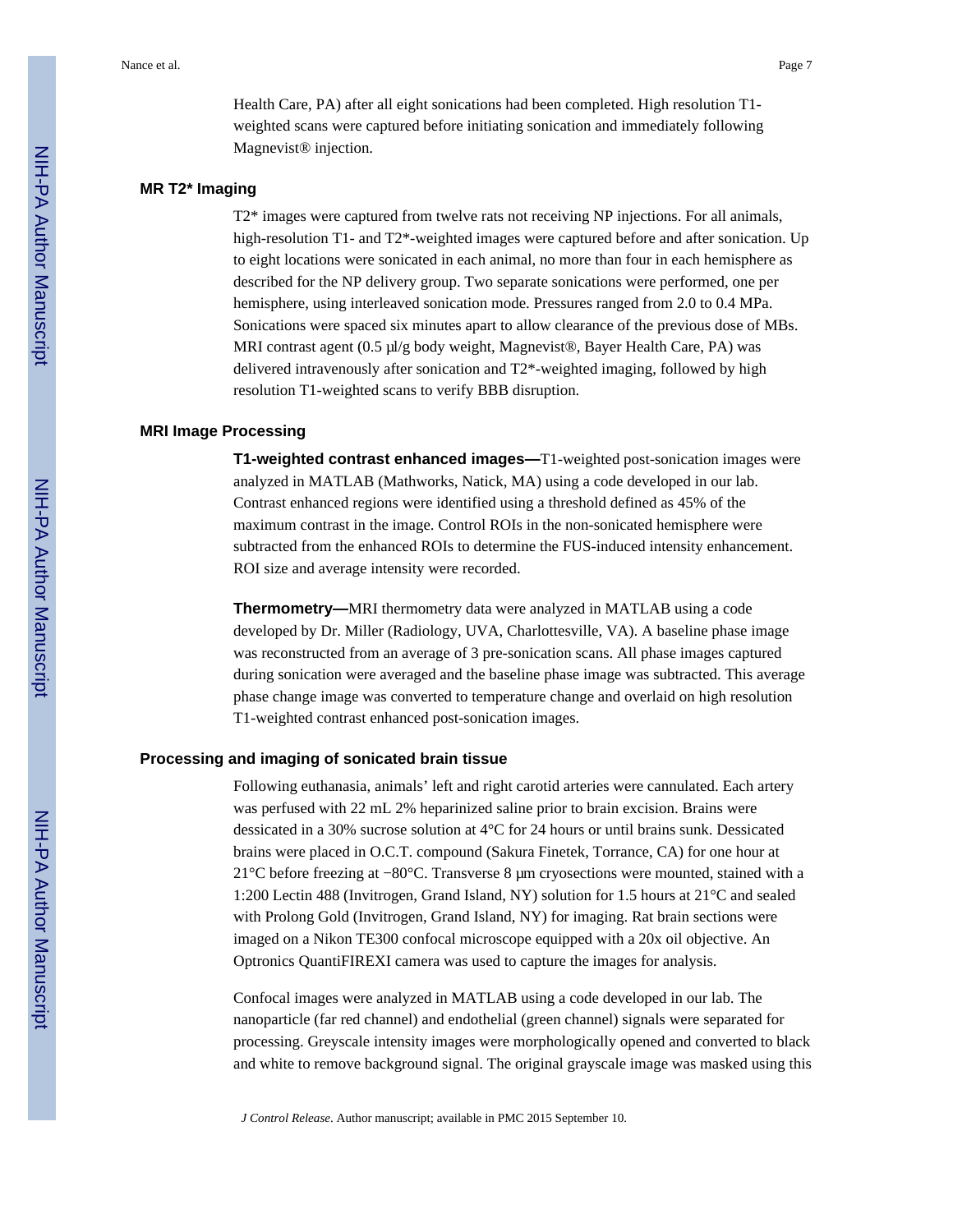Health Care, PA) after all eight sonications had been completed. High resolution T1-weighted scans were captured before initiating sonication and immediately following Magnevist® injection.

### MR T2* Imaging

T2* images were captured from twelve rats not receiving NP injections. For all animals, high-resolution T1- and T2*-weighted images were captured before and after sonication. Up to eight locations were sonicated in each animal, no more than four in each hemisphere as described for the NP delivery group. Two separate sonications were performed, one per hemisphere, using interleaved sonication mode. Pressures ranged from 2.0 to 0.4 MPa. Sonications were spaced six minutes apart to allow clearance of the previous dose of MBs. MRI contrast agent (0.5 μl/g body weight, Magnevist®, Bayer Health Care, PA) was delivered intravenously after sonication and T2*-weighted imaging, followed by high resolution T1-weighted scans to verify BBB disruption.

### MRI Image Processing

**T1-weighted contrast enhanced images—**T1-weighted post-sonication images were analyzed in MATLAB (Mathworks, Natick, MA) using a code developed in our lab. Contrast enhanced regions were identified using a threshold defined as 45% of the maximum contrast in the image. Control ROIs in the non-sonicated hemisphere were subtracted from the enhanced ROIs to determine the FUS-induced intensity enhancement. ROI size and average intensity were recorded.

**Thermometry—**MRI thermometry data were analyzed in MATLAB using a code developed by Dr. Miller (Radiology, UVA, Charlottesville, VA). A baseline phase image was reconstructed from an average of 3 pre-sonication scans. All phase images captured during sonication were averaged and the baseline phase image was subtracted. This average phase change image was converted to temperature change and overlaid on high resolution T1-weighted contrast enhanced post-sonication images.

### Processing and imaging of sonicated brain tissue

Following euthanasia, animals' left and right carotid arteries were cannulated. Each artery was perfused with 22 mL 2% heparinized saline prior to brain excision. Brains were dessicated in a 30% sucrose solution at 4°C for 24 hours or until brains sunk. Dessicated brains were placed in O.C.T. compound (Sakura Finetek, Torrance, CA) for one hour at 21°C before freezing at −80°C. Transverse 8 μm cryosections were mounted, stained with a 1:200 Lectin 488 (Invitrogen, Grand Island, NY) solution for 1.5 hours at 21°C and sealed with Prolong Gold (Invitrogen, Grand Island, NY) for imaging. Rat brain sections were imaged on a Nikon TE300 confocal microscope equipped with a 20x oil objective. An Optronics QuantiFIREXI camera was used to capture the images for analysis.

Confocal images were analyzed in MATLAB using a code developed in our lab. The nanoparticle (far red channel) and endothelial (green channel) signals were separated for processing. Greyscale intensity images were morphologically opened and converted to black and white to remove background signal. The original grayscale image was masked using this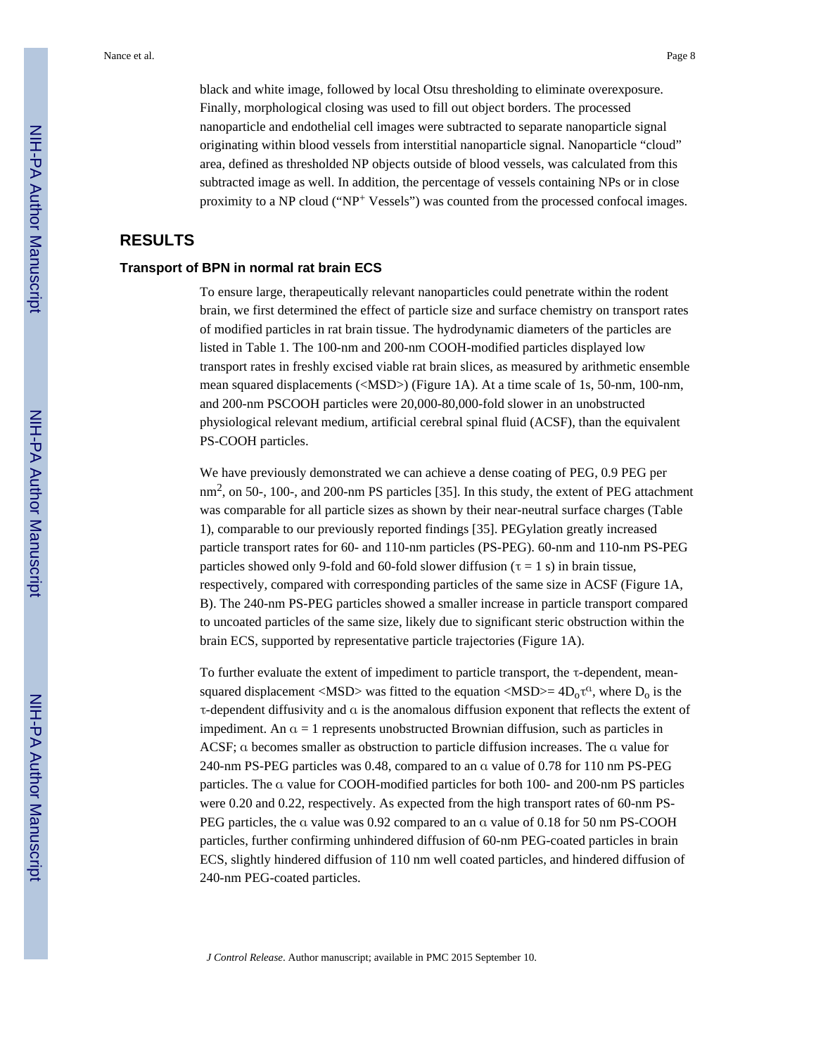black and white image, followed by local Otsu thresholding to eliminate overexposure. Finally, morphological closing was used to fill out object borders. The processed nanoparticle and endothelial cell images were subtracted to separate nanoparticle signal originating within blood vessels from interstitial nanoparticle signal. Nanoparticle "cloud" area, defined as thresholded NP objects outside of blood vessels, was calculated from this subtracted image as well. In addition, the percentage of vessels containing NPs or in close proximity to a NP cloud ("$NP^+$ Vessels") was counted from the processed confocal images.

## RESULTS

### Transport of BPN in normal rat brain ECS

To ensure large, therapeutically relevant nanoparticles could penetrate within the rodent brain, we first determined the effect of particle size and surface chemistry on transport rates of modified particles in rat brain tissue. The hydrodynamic diameters of the particles are listed in Table 1. The 100-nm and 200-nm COOH-modified particles displayed low transport rates in freshly excised viable rat brain slices, as measured by arithmetic ensemble mean squared displacements (<MSD>) (Figure 1A). At a time scale of 1s, 50-nm, 100-nm, and 200-nm PSCOOH particles were 20,000-80,000-fold slower in an unobstructed physiological relevant medium, artificial cerebral spinal fluid (ACSF), than the equivalent PS-COOH particles.

We have previously demonstrated we can achieve a dense coating of PEG, 0.9 PEG per $nm^2$, on 50-, 100-, and 200-nm PS particles [35]. In this study, the extent of PEG attachment was comparable for all particle sizes as shown by their near-neutral surface charges (Table 1), comparable to our previously reported findings [35]. PEGylation greatly increased particle transport rates for 60- and 110-nm particles (PS-PEG). 60-nm and 110-nm PS-PEG particles showed only 9-fold and 60-fold slower diffusion ($\tau = 1$ s) in brain tissue, respectively, compared with corresponding particles of the same size in ACSF (Figure 1A, B). The 240-nm PS-PEG particles showed a smaller increase in particle transport compared to uncoated particles of the same size, likely due to significant steric obstruction within the brain ECS, supported by representative particle trajectories (Figure 1A).

To further evaluate the extent of impediment to particle transport, the $\tau$-dependent, mean-squared displacement <MSD> was fitted to the equation $\langle MSD \rangle = 4D_o\tau^{\alpha}$, where $D_o$ is the $\tau$-dependent diffusivity and $\alpha$ is the anomalous diffusion exponent that reflects the extent of impediment. An $\alpha = 1$ represents unobstructed Brownian diffusion, such as particles in ACSF; $\alpha$ becomes smaller as obstruction to particle diffusion increases. The $\alpha$ value for 240-nm PS-PEG particles was 0.48, compared to an $\alpha$ value of 0.78 for 110 nm PS-PEG particles. The $\alpha$ value for COOH-modified particles for both 100- and 200-nm PS particles were 0.20 and 0.22, respectively. As expected from the high transport rates of 60-nm PS-PEG particles, the $\alpha$ value was 0.92 compared to an $\alpha$ value of 0.18 for 50 nm PS-COOH particles, further confirming unhindered diffusion of 60-nm PEG-coated particles in brain ECS, slightly hindered diffusion of 110 nm well coated particles, and hindered diffusion of 240-nm PEG-coated particles.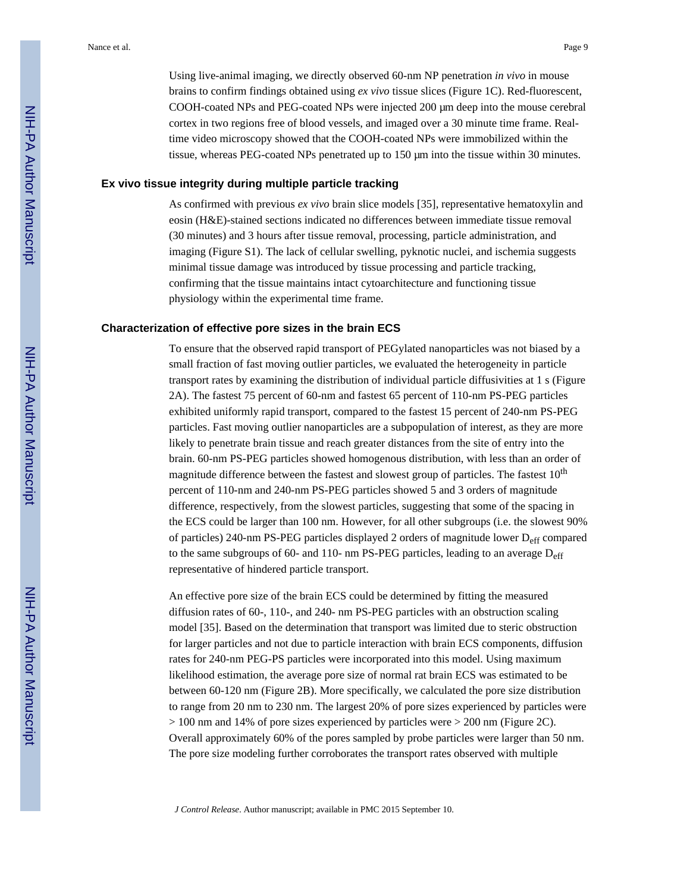Using live-animal imaging, we directly observed 60-nm NP penetration *in vivo* in mouse brains to confirm findings obtained using *ex vivo* tissue slices (Figure 1C). Red-fluorescent, COOH-coated NPs and PEG-coated NPs were injected 200 μm deep into the mouse cerebral cortex in two regions free of blood vessels, and imaged over a 30 minute time frame. Real-time video microscopy showed that the COOH-coated NPs were immobilized within the tissue, whereas PEG-coated NPs penetrated up to 150 μm into the tissue within 30 minutes.

### Ex vivo tissue integrity during multiple particle tracking

As confirmed with previous *ex vivo* brain slice models [35], representative hematoxylin and eosin (H&E)-stained sections indicated no differences between immediate tissue removal (30 minutes) and 3 hours after tissue removal, processing, particle administration, and imaging (Figure S1). The lack of cellular swelling, pyknotic nuclei, and ischemia suggests minimal tissue damage was introduced by tissue processing and particle tracking, confirming that the tissue maintains intact cytoarchitecture and functioning tissue physiology within the experimental time frame.

### Characterization of effective pore sizes in the brain ECS

To ensure that the observed rapid transport of PEGylated nanoparticles was not biased by a small fraction of fast moving outlier particles, we evaluated the heterogeneity in particle transport rates by examining the distribution of individual particle diffusivities at 1 s (Figure 2A). The fastest 75 percent of 60-nm and fastest 65 percent of 110-nm PS-PEG particles exhibited uniformly rapid transport, compared to the fastest 15 percent of 240-nm PS-PEG particles. Fast moving outlier nanoparticles are a subpopulation of interest, as they are more likely to penetrate brain tissue and reach greater distances from the site of entry into the brain. 60-nm PS-PEG particles showed homogenous distribution, with less than an order of magnitude difference between the fastest and slowest group of particles. The fastest $10^{th}$ percent of 110-nm and 240-nm PS-PEG particles showed 5 and 3 orders of magnitude difference, respectively, from the slowest particles, suggesting that some of the spacing in the ECS could be larger than 100 nm. However, for all other subgroups (i.e. the slowest 90% of particles) 240-nm PS-PEG particles displayed 2 orders of magnitude lower $D_{eff}$ compared to the same subgroups of 60- and 110- nm PS-PEG particles, leading to an average $D_{eff}$ representative of hindered particle transport.

An effective pore size of the brain ECS could be determined by fitting the measured diffusion rates of 60-, 110-, and 240- nm PS-PEG particles with an obstruction scaling model [35]. Based on the determination that transport was limited due to steric obstruction for larger particles and not due to particle interaction with brain ECS components, diffusion rates for 240-nm PEG-PS particles were incorporated into this model. Using maximum likelihood estimation, the average pore size of normal rat brain ECS was estimated to be between 60-120 nm (Figure 2B). More specifically, we calculated the pore size distribution to range from 20 nm to 230 nm. The largest 20% of pore sizes experienced by particles were > 100 nm and 14% of pore sizes experienced by particles were > 200 nm (Figure 2C). Overall approximately 60% of the pores sampled by probe particles were larger than 50 nm. The pore size modeling further corroborates the transport rates observed with multiple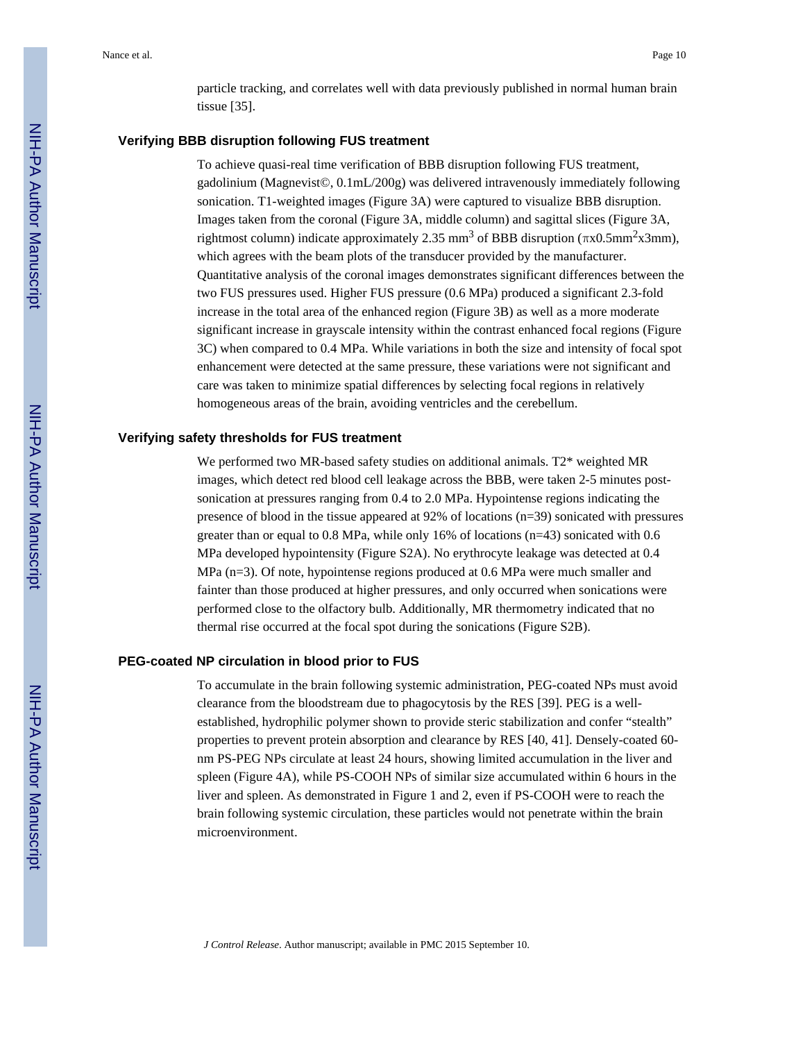particle tracking, and correlates well with data previously published in normal human brain tissue [35].

### Verifying BBB disruption following FUS treatment

To achieve quasi-real time verification of BBB disruption following FUS treatment, gadolinium (Magnevist©, 0.1mL/200g) was delivered intravenously immediately following sonication. T1-weighted images (Figure 3A) were captured to visualize BBB disruption. Images taken from the coronal (Figure 3A, middle column) and sagittal slices (Figure 3A, rightmost column) indicate approximately 2.35 $mm^3$ of BBB disruption ($\pi$x0.5$mm^2$x3mm), which agrees with the beam plots of the transducer provided by the manufacturer. Quantitative analysis of the coronal images demonstrates significant differences between the two FUS pressures used. Higher FUS pressure (0.6 MPa) produced a significant 2.3-fold increase in the total area of the enhanced region (Figure 3B) as well as a more moderate significant increase in grayscale intensity within the contrast enhanced focal regions (Figure 3C) when compared to 0.4 MPa. While variations in both the size and intensity of focal spot enhancement were detected at the same pressure, these variations were not significant and care was taken to minimize spatial differences by selecting focal regions in relatively homogeneous areas of the brain, avoiding ventricles and the cerebellum.

### Verifying safety thresholds for FUS treatment

We performed two MR-based safety studies on additional animals. T2* weighted MR images, which detect red blood cell leakage across the BBB, were taken 2-5 minutes post-sonication at pressures ranging from 0.4 to 2.0 MPa. Hypointense regions indicating the presence of blood in the tissue appeared at 92% of locations (n=39) sonicated with pressures greater than or equal to 0.8 MPa, while only 16% of locations (n=43) sonicated with 0.6 MPa developed hypointensity (Figure S2A). No erythrocyte leakage was detected at 0.4 MPa (n=3). Of note, hypointense regions produced at 0.6 MPa were much smaller and fainter than those produced at higher pressures, and only occurred when sonications were performed close to the olfactory bulb. Additionally, MR thermometry indicated that no thermal rise occurred at the focal spot during the sonications (Figure S2B).

### PEG-coated NP circulation in blood prior to FUS

To accumulate in the brain following systemic administration, PEG-coated NPs must avoid clearance from the bloodstream due to phagocytosis by the RES [39]. PEG is a well-established, hydrophilic polymer shown to provide steric stabilization and confer "stealth" properties to prevent protein absorption and clearance by RES [40, 41]. Densely-coated 60-nm PS-PEG NPs circulate at least 24 hours, showing limited accumulation in the liver and spleen (Figure 4A), while PS-COOH NPs of similar size accumulated within 6 hours in the liver and spleen. As demonstrated in Figure 1 and 2, even if PS-COOH were to reach the brain following systemic circulation, these particles would not penetrate within the brain microenvironment.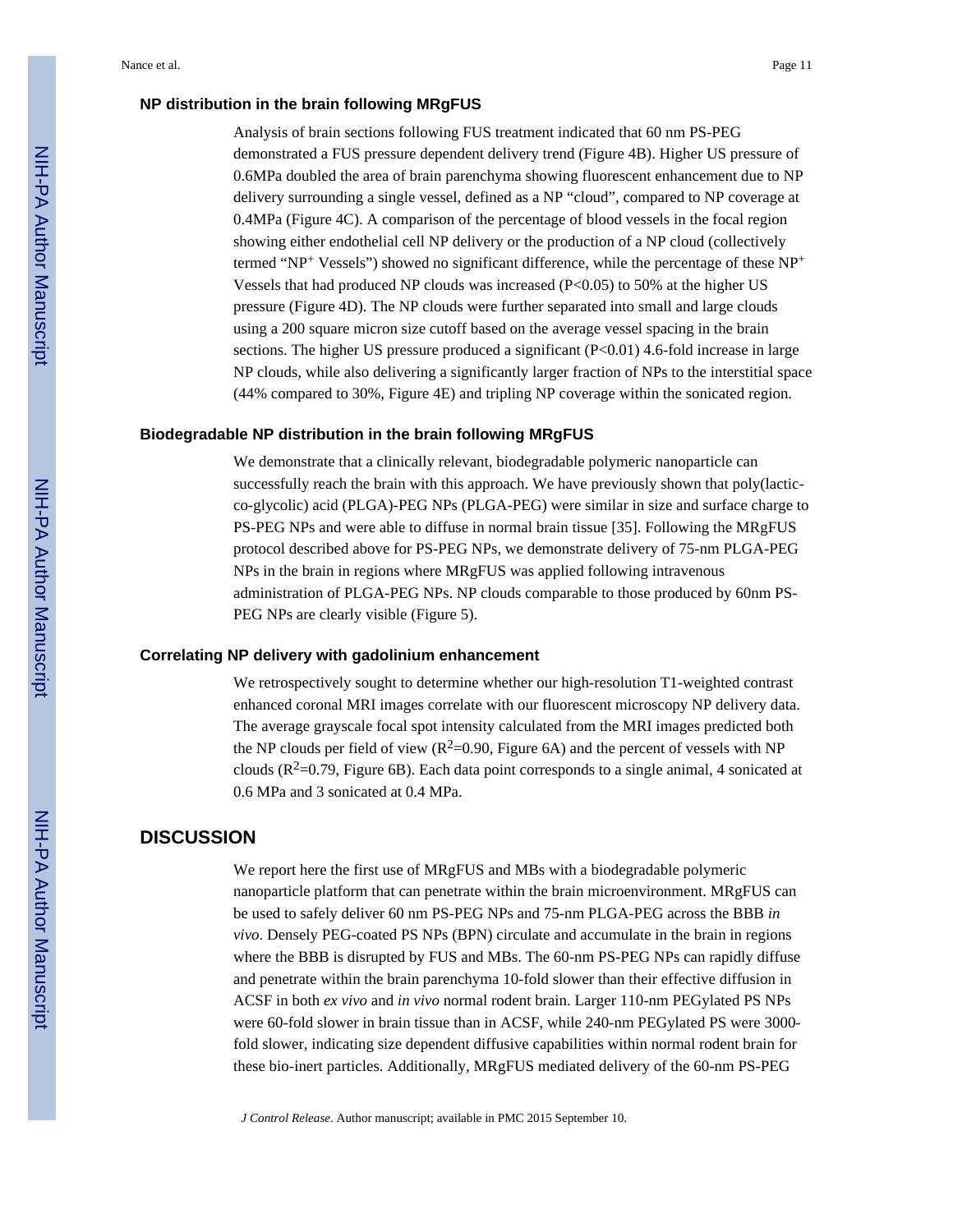### NP distribution in the brain following MRgFUS

Analysis of brain sections following FUS treatment indicated that 60 nm PS-PEG demonstrated a FUS pressure dependent delivery trend (Figure 4B). Higher US pressure of 0.6MPa doubled the area of brain parenchyma showing fluorescent enhancement due to NP delivery surrounding a single vessel, defined as a NP "cloud", compared to NP coverage at 0.4MPa (Figure 4C). A comparison of the percentage of blood vessels in the focal region showing either endothelial cell NP delivery or the production of a NP cloud (collectively termed "$NP^+$ Vessels") showed no significant difference, while the percentage of these $NP^+$ Vessels that had produced NP clouds was increased ($P<0.05$) to 50% at the higher US pressure (Figure 4D). The NP clouds were further separated into small and large clouds using a 200 square micron size cutoff based on the average vessel spacing in the brain sections. The higher US pressure produced a significant ($P<0.01$) 4.6-fold increase in large NP clouds, while also delivering a significantly larger fraction of NPs to the interstitial space (44% compared to 30%, Figure 4E) and tripling NP coverage within the sonicated region.

### Biodegradable NP distribution in the brain following MRgFUS

We demonstrate that a clinically relevant, biodegradable polymeric nanoparticle can successfully reach the brain with this approach. We have previously shown that poly(lactic-co-glycolic) acid (PLGA)-PEG NPs (PLGA-PEG) were similar in size and surface charge to PS-PEG NPs and were able to diffuse in normal brain tissue [35]. Following the MRgFUS protocol described above for PS-PEG NPs, we demonstrate delivery of 75-nm PLGA-PEG NPs in the brain in regions where MRgFUS was applied following intravenous administration of PLGA-PEG NPs. NP clouds comparable to those produced by 60nm PS-PEG NPs are clearly visible (Figure 5).

### Correlating NP delivery with gadolinium enhancement

We retrospectively sought to determine whether our high-resolution T1-weighted contrast enhanced coronal MRI images correlate with our fluorescent microscopy NP delivery data. The average grayscale focal spot intensity calculated from the MRI images predicted both the NP clouds per field of view ($R^2=0.90$, Figure 6A) and the percent of vessels with NP clouds ($R^2=0.79$, Figure 6B). Each data point corresponds to a single animal, 4 sonicated at 0.6 MPa and 3 sonicated at 0.4 MPa.

## DISCUSSION

We report here the first use of MRgFUS and MBs with a biodegradable polymeric nanoparticle platform that can penetrate within the brain microenvironment. MRgFUS can be used to safely deliver 60 nm PS-PEG NPs and 75-nm PLGA-PEG across the BBB *in vivo*. Densely PEG-coated PS NPs (BPN) circulate and accumulate in the brain in regions where the BBB is disrupted by FUS and MBs. The 60-nm PS-PEG NPs can rapidly diffuse and penetrate within the brain parenchyma 10-fold slower than their effective diffusion in ACSF in both *ex vivo* and *in vivo* normal rodent brain. Larger 110-nm PEGylated PS NPs were 60-fold slower in brain tissue than in ACSF, while 240-nm PEGylated PS were 3000-fold slower, indicating size dependent diffusive capabilities within normal rodent brain for these bio-inert particles. Additionally, MRgFUS mediated delivery of the 60-nm PS-PEG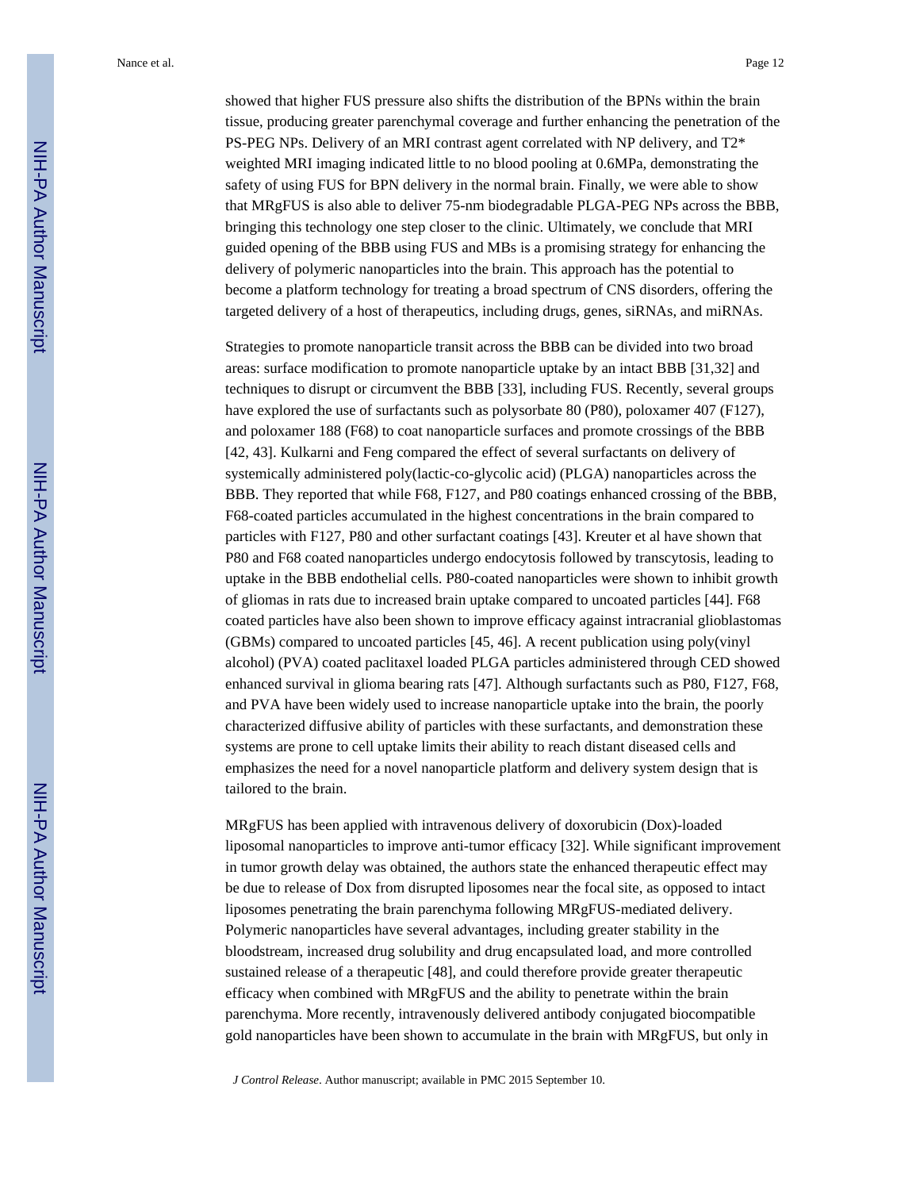showed that higher FUS pressure also shifts the distribution of the BPNs within the brain tissue, producing greater parenchymal coverage and further enhancing the penetration of the PS-PEG NPs. Delivery of an MRI contrast agent correlated with NP delivery, and T2* weighted MRI imaging indicated little to no blood pooling at 0.6MPa, demonstrating the safety of using FUS for BPN delivery in the normal brain. Finally, we were able to show that MRgFUS is also able to deliver 75-nm biodegradable PLGA-PEG NPs across the BBB, bringing this technology one step closer to the clinic. Ultimately, we conclude that MRI guided opening of the BBB using FUS and MBs is a promising strategy for enhancing the delivery of polymeric nanoparticles into the brain. This approach has the potential to become a platform technology for treating a broad spectrum of CNS disorders, offering the targeted delivery of a host of therapeutics, including drugs, genes, siRNAs, and miRNAs.

Strategies to promote nanoparticle transit across the BBB can be divided into two broad areas: surface modification to promote nanoparticle uptake by an intact BBB [31,32] and techniques to disrupt or circumvent the BBB [33], including FUS. Recently, several groups have explored the use of surfactants such as polysorbate 80 (P80), poloxamer 407 (F127), and poloxamer 188 (F68) to coat nanoparticle surfaces and promote crossings of the BBB [42, 43]. Kulkarni and Feng compared the effect of several surfactants on delivery of systemically administered poly(lactic-co-glycolic acid) (PLGA) nanoparticles across the BBB. They reported that while F68, F127, and P80 coatings enhanced crossing of the BBB, F68-coated particles accumulated in the highest concentrations in the brain compared to particles with F127, P80 and other surfactant coatings [43]. Kreuter et al have shown that P80 and F68 coated nanoparticles undergo endocytosis followed by transcytosis, leading to uptake in the BBB endothelial cells. P80-coated nanoparticles were shown to inhibit growth of gliomas in rats due to increased brain uptake compared to uncoated particles [44]. F68 coated particles have also been shown to improve efficacy against intracranial glioblastomas (GBMs) compared to uncoated particles [45, 46]. A recent publication using poly(vinyl alcohol) (PVA) coated paclitaxel loaded PLGA particles administered through CED showed enhanced survival in glioma bearing rats [47]. Although surfactants such as P80, F127, F68, and PVA have been widely used to increase nanoparticle uptake into the brain, the poorly characterized diffusive ability of particles with these surfactants, and demonstration these systems are prone to cell uptake limits their ability to reach distant diseased cells and emphasizes the need for a novel nanoparticle platform and delivery system design that is tailored to the brain.

MRgFUS has been applied with intravenous delivery of doxorubicin (Dox)-loaded liposomal nanoparticles to improve anti-tumor efficacy [32]. While significant improvement in tumor growth delay was obtained, the authors state the enhanced therapeutic effect may be due to release of Dox from disrupted liposomes near the focal site, as opposed to intact liposomes penetrating the brain parenchyma following MRgFUS-mediated delivery. Polymeric nanoparticles have several advantages, including greater stability in the bloodstream, increased drug solubility and drug encapsulated load, and more controlled sustained release of a therapeutic [48], and could therefore provide greater therapeutic efficacy when combined with MRgFUS and the ability to penetrate within the brain parenchyma. More recently, intravenously delivered antibody conjugated biocompatible gold nanoparticles have been shown to accumulate in the brain with MRgFUS, but only in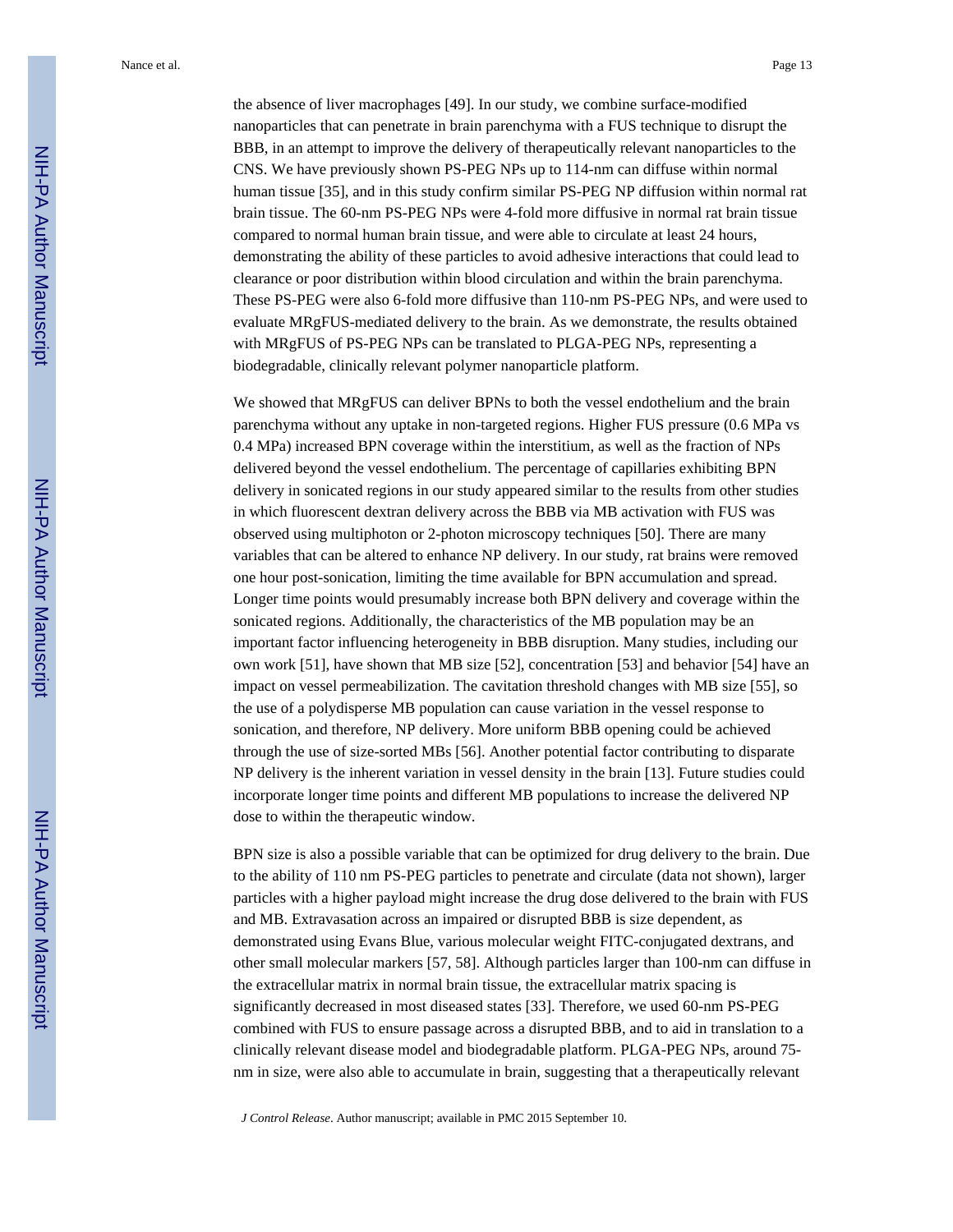the absence of liver macrophages [49]. In our study, we combine surface-modified nanoparticles that can penetrate in brain parenchyma with a FUS technique to disrupt the BBB, in an attempt to improve the delivery of therapeutically relevant nanoparticles to the CNS. We have previously shown PS-PEG NPs up to 114-nm can diffuse within normal human tissue [35], and in this study confirm similar PS-PEG NP diffusion within normal rat brain tissue. The 60-nm PS-PEG NPs were 4-fold more diffusive in normal rat brain tissue compared to normal human brain tissue, and were able to circulate at least 24 hours, demonstrating the ability of these particles to avoid adhesive interactions that could lead to clearance or poor distribution within blood circulation and within the brain parenchyma. These PS-PEG were also 6-fold more diffusive than 110-nm PS-PEG NPs, and were used to evaluate MRgFUS-mediated delivery to the brain. As we demonstrate, the results obtained with MRgFUS of PS-PEG NPs can be translated to PLGA-PEG NPs, representing a biodegradable, clinically relevant polymer nanoparticle platform.

We showed that MRgFUS can deliver BPNs to both the vessel endothelium and the brain parenchyma without any uptake in non-targeted regions. Higher FUS pressure (0.6 MPa vs 0.4 MPa) increased BPN coverage within the interstitium, as well as the fraction of NPs delivered beyond the vessel endothelium. The percentage of capillaries exhibiting BPN delivery in sonicated regions in our study appeared similar to the results from other studies in which fluorescent dextran delivery across the BBB via MB activation with FUS was observed using multiphoton or 2-photon microscopy techniques [50]. There are many variables that can be altered to enhance NP delivery. In our study, rat brains were removed one hour post-sonication, limiting the time available for BPN accumulation and spread. Longer time points would presumably increase both BPN delivery and coverage within the sonicated regions. Additionally, the characteristics of the MB population may be an important factor influencing heterogeneity in BBB disruption. Many studies, including our own work [51], have shown that MB size [52], concentration [53] and behavior [54] have an impact on vessel permeabilization. The cavitation threshold changes with MB size [55], so the use of a polydisperse MB population can cause variation in the vessel response to sonication, and therefore, NP delivery. More uniform BBB opening could be achieved through the use of size-sorted MBs [56]. Another potential factor contributing to disparate NP delivery is the inherent variation in vessel density in the brain [13]. Future studies could incorporate longer time points and different MB populations to increase the delivered NP dose to within the therapeutic window.

BPN size is also a possible variable that can be optimized for drug delivery to the brain. Due to the ability of 110 nm PS-PEG particles to penetrate and circulate (data not shown), larger particles with a higher payload might increase the drug dose delivered to the brain with FUS and MB. Extravasation across an impaired or disrupted BBB is size dependent, as demonstrated using Evans Blue, various molecular weight FITC-conjugated dextrans, and other small molecular markers [57, 58]. Although particles larger than 100-nm can diffuse in the extracellular matrix in normal brain tissue, the extracellular matrix spacing is significantly decreased in most diseased states [33]. Therefore, we used 60-nm PS-PEG combined with FUS to ensure passage across a disrupted BBB, and to aid in translation to a clinically relevant disease model and biodegradable platform. PLGA-PEG NPs, around 75-nm in size, were also able to accumulate in brain, suggesting that a therapeutically relevant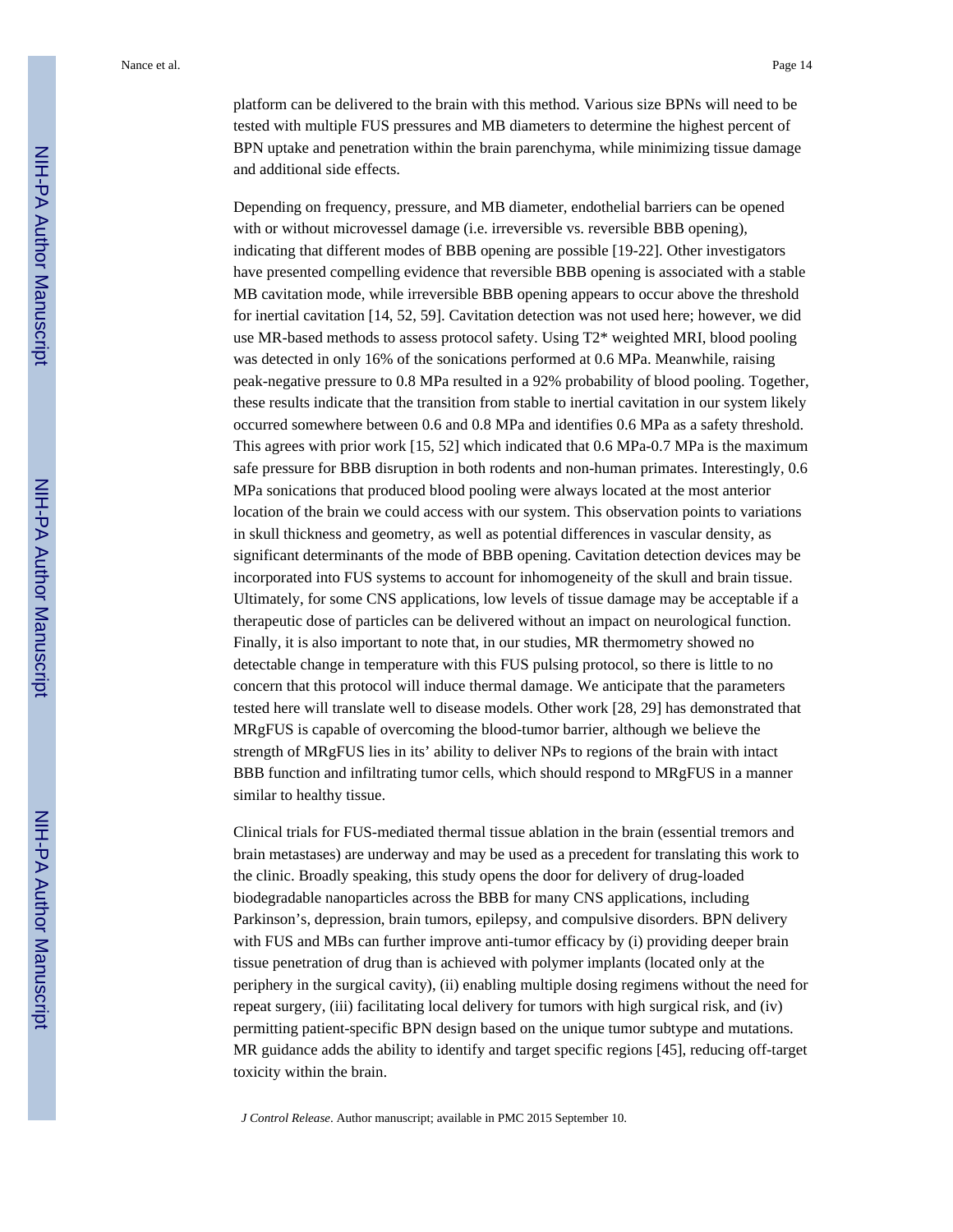platform can be delivered to the brain with this method. Various size BPNs will need to be tested with multiple FUS pressures and MB diameters to determine the highest percent of BPN uptake and penetration within the brain parenchyma, while minimizing tissue damage and additional side effects.

Depending on frequency, pressure, and MB diameter, endothelial barriers can be opened with or without microvessel damage (i.e. irreversible vs. reversible BBB opening), indicating that different modes of BBB opening are possible [19-22]. Other investigators have presented compelling evidence that reversible BBB opening is associated with a stable MB cavitation mode, while irreversible BBB opening appears to occur above the threshold for inertial cavitation [14, 52, 59]. Cavitation detection was not used here; however, we did use MR-based methods to assess protocol safety. Using T2* weighted MRI, blood pooling was detected in only 16% of the sonications performed at 0.6 MPa. Meanwhile, raising peak-negative pressure to 0.8 MPa resulted in a 92% probability of blood pooling. Together, these results indicate that the transition from stable to inertial cavitation in our system likely occurred somewhere between 0.6 and 0.8 MPa and identifies 0.6 MPa as a safety threshold. This agrees with prior work [15, 52] which indicated that 0.6 MPa-0.7 MPa is the maximum safe pressure for BBB disruption in both rodents and non-human primates. Interestingly, 0.6 MPa sonications that produced blood pooling were always located at the most anterior location of the brain we could access with our system. This observation points to variations in skull thickness and geometry, as well as potential differences in vascular density, as significant determinants of the mode of BBB opening. Cavitation detection devices may be incorporated into FUS systems to account for inhomogeneity of the skull and brain tissue. Ultimately, for some CNS applications, low levels of tissue damage may be acceptable if a therapeutic dose of particles can be delivered without an impact on neurological function. Finally, it is also important to note that, in our studies, MR thermometry showed no detectable change in temperature with this FUS pulsing protocol, so there is little to no concern that this protocol will induce thermal damage. We anticipate that the parameters tested here will translate well to disease models. Other work [28, 29] has demonstrated that MRgFUS is capable of overcoming the blood-tumor barrier, although we believe the strength of MRgFUS lies in its' ability to deliver NPs to regions of the brain with intact BBB function and infiltrating tumor cells, which should respond to MRgFUS in a manner similar to healthy tissue.

Clinical trials for FUS-mediated thermal tissue ablation in the brain (essential tremors and brain metastases) are underway and may be used as a precedent for translating this work to the clinic. Broadly speaking, this study opens the door for delivery of drug-loaded biodegradable nanoparticles across the BBB for many CNS applications, including Parkinson's, depression, brain tumors, epilepsy, and compulsive disorders. BPN delivery with FUS and MBs can further improve anti-tumor efficacy by (i) providing deeper brain tissue penetration of drug than is achieved with polymer implants (located only at the periphery in the surgical cavity), (ii) enabling multiple dosing regimens without the need for repeat surgery, (iii) facilitating local delivery for tumors with high surgical risk, and (iv) permitting patient-specific BPN design based on the unique tumor subtype and mutations. MR guidance adds the ability to identify and target specific regions [45], reducing off-target toxicity within the brain.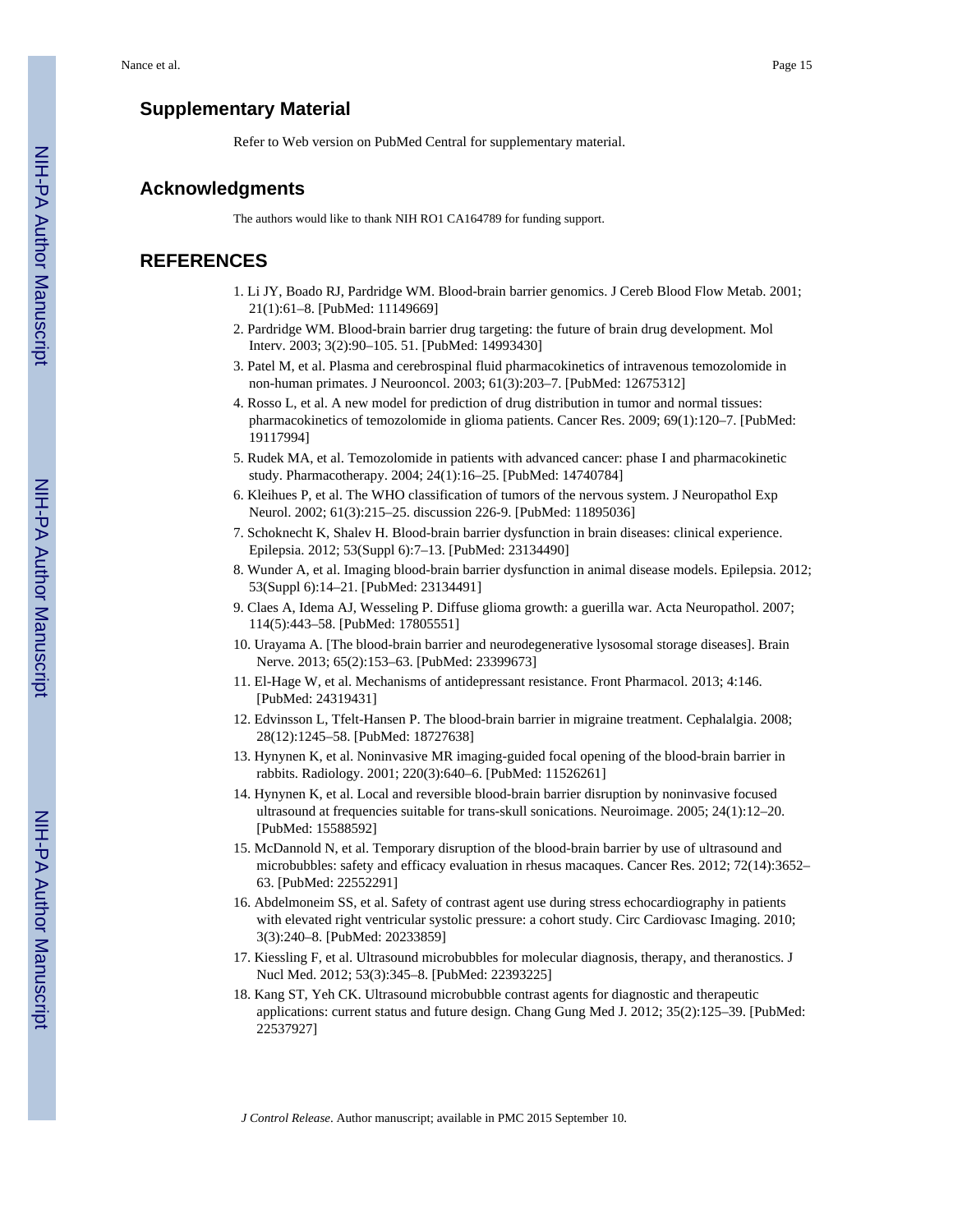## Supplementary Material

Refer to Web version on PubMed Central for supplementary material.

## Acknowledgments

The authors would like to thank NIH RO1 CA164789 for funding support.

## REFERENCES

1. Li JY, Boado RJ, Pardridge WM. Blood-brain barrier genomics. J Cereb Blood Flow Metab. 2001; 21(1):61–8. [PubMed: 11149669]
2. Pardridge WM. Blood-brain barrier drug targeting: the future of brain drug development. Mol Interv. 2003; 3(2):90–105. 51. [PubMed: 14993430]
3. Patel M, et al. Plasma and cerebrospinal fluid pharmacokinetics of intravenous temozolomide in non-human primates. J Neurooncol. 2003; 61(3):203–7. [PubMed: 12675312]
4. Rosso L, et al. A new model for prediction of drug distribution in tumor and normal tissues: pharmacokinetics of temozolomide in glioma patients. Cancer Res. 2009; 69(1):120–7. [PubMed: 19117994]
5. Rudek MA, et al. Temozolomide in patients with advanced cancer: phase I and pharmacokinetic study. Pharmacotherapy. 2004; 24(1):16–25. [PubMed: 14740784]
6. Kleihues P, et al. The WHO classification of tumors of the nervous system. J Neuropathol Exp Neurol. 2002; 61(3):215–25. discussion 226-9. [PubMed: 11895036]
7. Schoknecht K, Shalev H. Blood-brain barrier dysfunction in brain diseases: clinical experience. Epilepsia. 2012; 53(Suppl 6):7–13. [PubMed: 23134490]
8. Wunder A, et al. Imaging blood-brain barrier dysfunction in animal disease models. Epilepsia. 2012; 53(Suppl 6):14–21. [PubMed: 23134491]
9. Claes A, Idema AJ, Wesseling P. Diffuse glioma growth: a guerilla war. Acta Neuropathol. 2007; 114(5):443–58. [PubMed: 17805551]
10. Urayama A. [The blood-brain barrier and neurodegenerative lysosomal storage diseases]. Brain Nerve. 2013; 65(2):153–63. [PubMed: 23399673]
11. El-Hage W, et al. Mechanisms of antidepressant resistance. Front Pharmacol. 2013; 4:146. [PubMed: 24319431]
12. Edvinsson L, Tfelt-Hansen P. The blood-brain barrier in migraine treatment. Cephalalgia. 2008; 28(12):1245–58. [PubMed: 18727638]
13. Hynynen K, et al. Noninvasive MR imaging-guided focal opening of the blood-brain barrier in rabbits. Radiology. 2001; 220(3):640–6. [PubMed: 11526261]
14. Hynynen K, et al. Local and reversible blood-brain barrier disruption by noninvasive focused ultrasound at frequencies suitable for trans-skull sonications. Neuroimage. 2005; 24(1):12–20. [PubMed: 15588592]
15. McDannold N, et al. Temporary disruption of the blood-brain barrier by use of ultrasound and microbubbles: safety and efficacy evaluation in rhesus macaques. Cancer Res. 2012; 72(14):3652–63. [PubMed: 22552291]
16. Abdelmoneim SS, et al. Safety of contrast agent use during stress echocardiography in patients with elevated right ventricular systolic pressure: a cohort study. Circ Cardiovasc Imaging. 2010; 3(3):240–8. [PubMed: 20233859]
17. Kiessling F, et al. Ultrasound microbubbles for molecular diagnosis, therapy, and theranostics. J Nucl Med. 2012; 53(3):345–8. [PubMed: 22393225]
18. Kang ST, Yeh CK. Ultrasound microbubble contrast agents for diagnostic and therapeutic applications: current status and future design. Chang Gung Med J. 2012; 35(2):125–39. [PubMed: 22537927]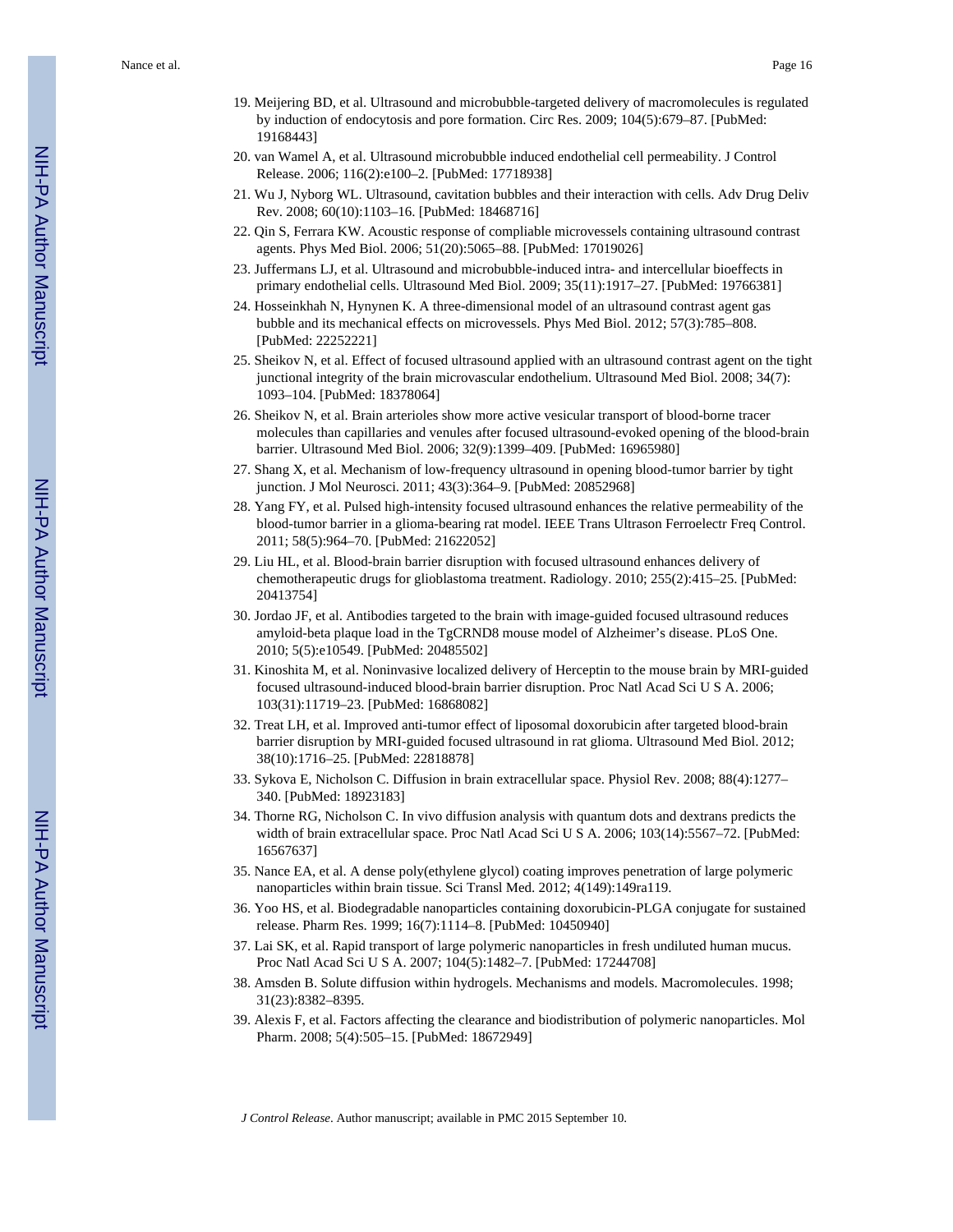19. Meijering BD, et al. Ultrasound and microbubble-targeted delivery of macromolecules is regulated by induction of endocytosis and pore formation. Circ Res. 2009; 104(5):679–87. [PubMed: 19168443]
20. van Wamel A, et al. Ultrasound microbubble induced endothelial cell permeability. J Control Release. 2006; 116(2):e100–2. [PubMed: 17718938]
21. Wu J, Nyborg WL. Ultrasound, cavitation bubbles and their interaction with cells. Adv Drug Deliv Rev. 2008; 60(10):1103–16. [PubMed: 18468716]
22. Qin S, Ferrara KW. Acoustic response of compliable microvessels containing ultrasound contrast agents. Phys Med Biol. 2006; 51(20):5065–88. [PubMed: 17019026]
23. Juffermans LJ, et al. Ultrasound and microbubble-induced intra- and intercellular bioeffects in primary endothelial cells. Ultrasound Med Biol. 2009; 35(11):1917–27. [PubMed: 19766381]
24. Hosseinkhah N, Hynynen K. A three-dimensional model of an ultrasound contrast agent gas bubble and its mechanical effects on microvessels. Phys Med Biol. 2012; 57(3):785–808. [PubMed: 22252221]
25. Sheikov N, et al. Effect of focused ultrasound applied with an ultrasound contrast agent on the tight junctional integrity of the brain microvascular endothelium. Ultrasound Med Biol. 2008; 34(7): 1093–104. [PubMed: 18378064]
26. Sheikov N, et al. Brain arterioles show more active vesicular transport of blood-borne tracer molecules than capillaries and venules after focused ultrasound-evoked opening of the blood-brain barrier. Ultrasound Med Biol. 2006; 32(9):1399–409. [PubMed: 16965980]
27. Shang X, et al. Mechanism of low-frequency ultrasound in opening blood-tumor barrier by tight junction. J Mol Neurosci. 2011; 43(3):364–9. [PubMed: 20852968]
28. Yang FY, et al. Pulsed high-intensity focused ultrasound enhances the relative permeability of the blood-tumor barrier in a glioma-bearing rat model. IEEE Trans Ultrason Ferroelectr Freq Control. 2011; 58(5):964–70. [PubMed: 21622052]
29. Liu HL, et al. Blood-brain barrier disruption with focused ultrasound enhances delivery of chemotherapeutic drugs for glioblastoma treatment. Radiology. 2010; 255(2):415–25. [PubMed: 20413754]
30. Jordao JF, et al. Antibodies targeted to the brain with image-guided focused ultrasound reduces amyloid-beta plaque load in the TgCRND8 mouse model of Alzheimer's disease. PLoS One. 2010; 5(5):e10549. [PubMed: 20485502]
31. Kinoshita M, et al. Noninvasive localized delivery of Herceptin to the mouse brain by MRI-guided focused ultrasound-induced blood-brain barrier disruption. Proc Natl Acad Sci U S A. 2006; 103(31):11719–23. [PubMed: 16868082]
32. Treat LH, et al. Improved anti-tumor effect of liposomal doxorubicin after targeted blood-brain barrier disruption by MRI-guided focused ultrasound in rat glioma. Ultrasound Med Biol. 2012; 38(10):1716–25. [PubMed: 22818878]
33. Sykova E, Nicholson C. Diffusion in brain extracellular space. Physiol Rev. 2008; 88(4):1277–340. [PubMed: 18923183]
34. Thorne RG, Nicholson C. In vivo diffusion analysis with quantum dots and dextrans predicts the width of brain extracellular space. Proc Natl Acad Sci U S A. 2006; 103(14):5567–72. [PubMed: 16567637]
35. Nance EA, et al. A dense poly(ethylene glycol) coating improves penetration of large polymeric nanoparticles within brain tissue. Sci Transl Med. 2012; 4(149):149ra119.
36. Yoo HS, et al. Biodegradable nanoparticles containing doxorubicin-PLGA conjugate for sustained release. Pharm Res. 1999; 16(7):1114–8. [PubMed: 10450940]
37. Lai SK, et al. Rapid transport of large polymeric nanoparticles in fresh undiluted human mucus. Proc Natl Acad Sci U S A. 2007; 104(5):1482–7. [PubMed: 17244708]
38. Amsden B. Solute diffusion within hydrogels. Mechanisms and models. Macromolecules. 1998; 31(23):8382–8395.
39. Alexis F, et al. Factors affecting the clearance and biodistribution of polymeric nanoparticles. Mol Pharm. 2008; 5(4):505–15. [PubMed: 18672949]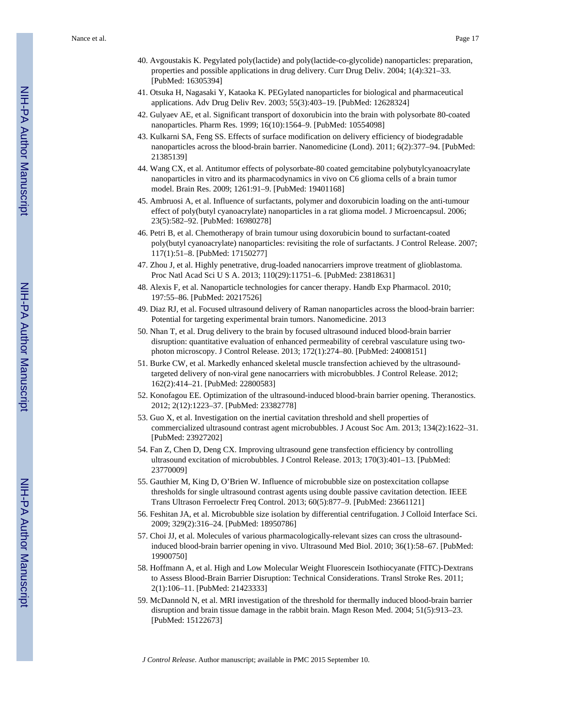40. Avgoustakis K. Pegylated poly(lactide) and poly(lactide-co-glycolide) nanoparticles: preparation, properties and possible applications in drug delivery. Curr Drug Deliv. 2004; 1(4):321–33. [PubMed: 16305394]

41. Otsuka H, Nagasaki Y, Kataoka K. PEGylated nanoparticles for biological and pharmaceutical applications. Adv Drug Deliv Rev. 2003; 55(3):403–19. [PubMed: 12628324]

42. Gulyaev AE, et al. Significant transport of doxorubicin into the brain with polysorbate 80-coated nanoparticles. Pharm Res. 1999; 16(10):1564–9. [PubMed: 10554098]

43. Kulkarni SA, Feng SS. Effects of surface modification on delivery efficiency of biodegradable nanoparticles across the blood-brain barrier. Nanomedicine (Lond). 2011; 6(2):377–94. [PubMed: 21385139]

44. Wang CX, et al. Antitumor effects of polysorbate-80 coated gemcitabine polybutylcyanoacrylate nanoparticles in vitro and its pharmacodynamics in vivo on C6 glioma cells of a brain tumor model. Brain Res. 2009; 1261:91–9. [PubMed: 19401168]

45. Ambruosi A, et al. Influence of surfactants, polymer and doxorubicin loading on the anti-tumour effect of poly(butyl cyanoacrylate) nanoparticles in a rat glioma model. J Microencapsul. 2006; 23(5):582–92. [PubMed: 16980278]

46. Petri B, et al. Chemotherapy of brain tumour using doxorubicin bound to surfactant-coated poly(butyl cyanoacrylate) nanoparticles: revisiting the role of surfactants. J Control Release. 2007; 117(1):51–8. [PubMed: 17150277]

47. Zhou J, et al. Highly penetrative, drug-loaded nanocarriers improve treatment of glioblastoma. Proc Natl Acad Sci U S A. 2013; 110(29):11751–6. [PubMed: 23818631]

48. Alexis F, et al. Nanoparticle technologies for cancer therapy. Handb Exp Pharmacol. 2010; 197:55–86. [PubMed: 20217526]

49. Diaz RJ, et al. Focused ultrasound delivery of Raman nanoparticles across the blood-brain barrier: Potential for targeting experimental brain tumors. Nanomedicine. 2013

50. Nhan T, et al. Drug delivery to the brain by focused ultrasound induced blood-brain barrier disruption: quantitative evaluation of enhanced permeability of cerebral vasculature using two-photon microscopy. J Control Release. 2013; 172(1):274–80. [PubMed: 24008151]

51. Burke CW, et al. Markedly enhanced skeletal muscle transfection achieved by the ultrasound-targeted delivery of non-viral gene nanocarriers with microbubbles. J Control Release. 2012; 162(2):414–21. [PubMed: 22800583]

52. Konofagou EE. Optimization of the ultrasound-induced blood-brain barrier opening. Theranostics. 2012; 2(12):1223–37. [PubMed: 23382778]

53. Guo X, et al. Investigation on the inertial cavitation threshold and shell properties of commercialized ultrasound contrast agent microbubbles. J Acoust Soc Am. 2013; 134(2):1622–31. [PubMed: 23927202]

54. Fan Z, Chen D, Deng CX. Improving ultrasound gene transfection efficiency by controlling ultrasound excitation of microbubbles. J Control Release. 2013; 170(3):401–13. [PubMed: 23770009]

55. Gauthier M, King D, O'Brien W. Influence of microbubble size on postexcitation collapse thresholds for single ultrasound contrast agents using double passive cavitation detection. IEEE Trans Ultrason Ferroelectr Freq Control. 2013; 60(5):877–9. [PubMed: 23661121]

56. Feshitan JA, et al. Microbubble size isolation by differential centrifugation. J Colloid Interface Sci. 2009; 329(2):316–24. [PubMed: 18950786]

57. Choi JJ, et al. Molecules of various pharmacologically-relevant sizes can cross the ultrasound-induced blood-brain barrier opening in vivo. Ultrasound Med Biol. 2010; 36(1):58–67. [PubMed: 19900750]

58. Hoffmann A, et al. High and Low Molecular Weight Fluorescein Isothiocyanate (FITC)-Dextrans to Assess Blood-Brain Barrier Disruption: Technical Considerations. Transl Stroke Res. 2011; 2(1):106–11. [PubMed: 21423333]

59. McDannold N, et al. MRI investigation of the threshold for thermally induced blood-brain barrier disruption and brain tissue damage in the rabbit brain. Magn Reson Med. 2004; 51(5):913–23. [PubMed: 15122673]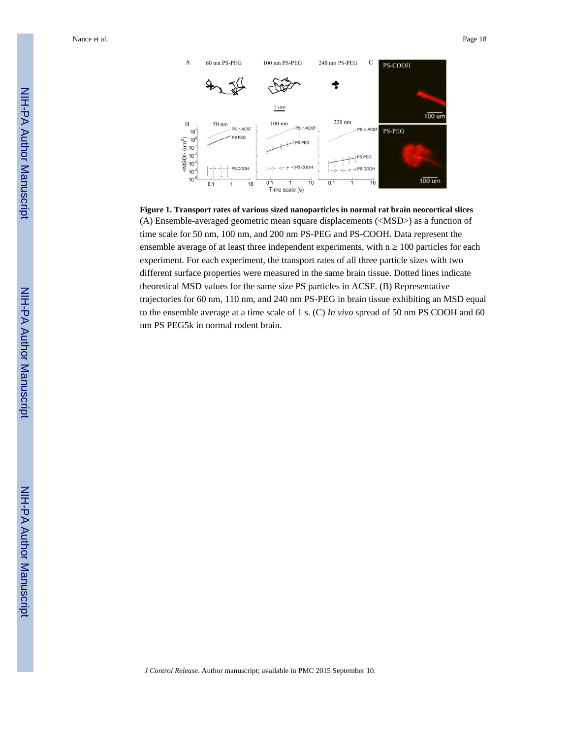**Figure 1. Transport rates of various sized nanoparticles in normal rat brain neocortical slices**

(A) Ensemble-averaged geometric mean square displacements (<MSD>) as a function of time scale for 50 nm, 100 nm, and 200 nm PS-PEG and PS-COOH. Data represent the ensemble average of at least three independent experiments, with n ≥ 100 particles for each experiment. For each experiment, the transport rates of all three particle sizes with two different surface properties were measured in the same brain tissue. Dotted lines indicate theoretical MSD values for the same size PS particles in ACSF. (B) Representative trajectories for 60 nm, 110 nm, and 240 nm PS-PEG in brain tissue exhibiting an MSD equal to the ensemble average at a time scale of 1 s. (C) *In vivo* spread of 50 nm PS COOH and 60 nm PS PEG5k in normal rodent brain.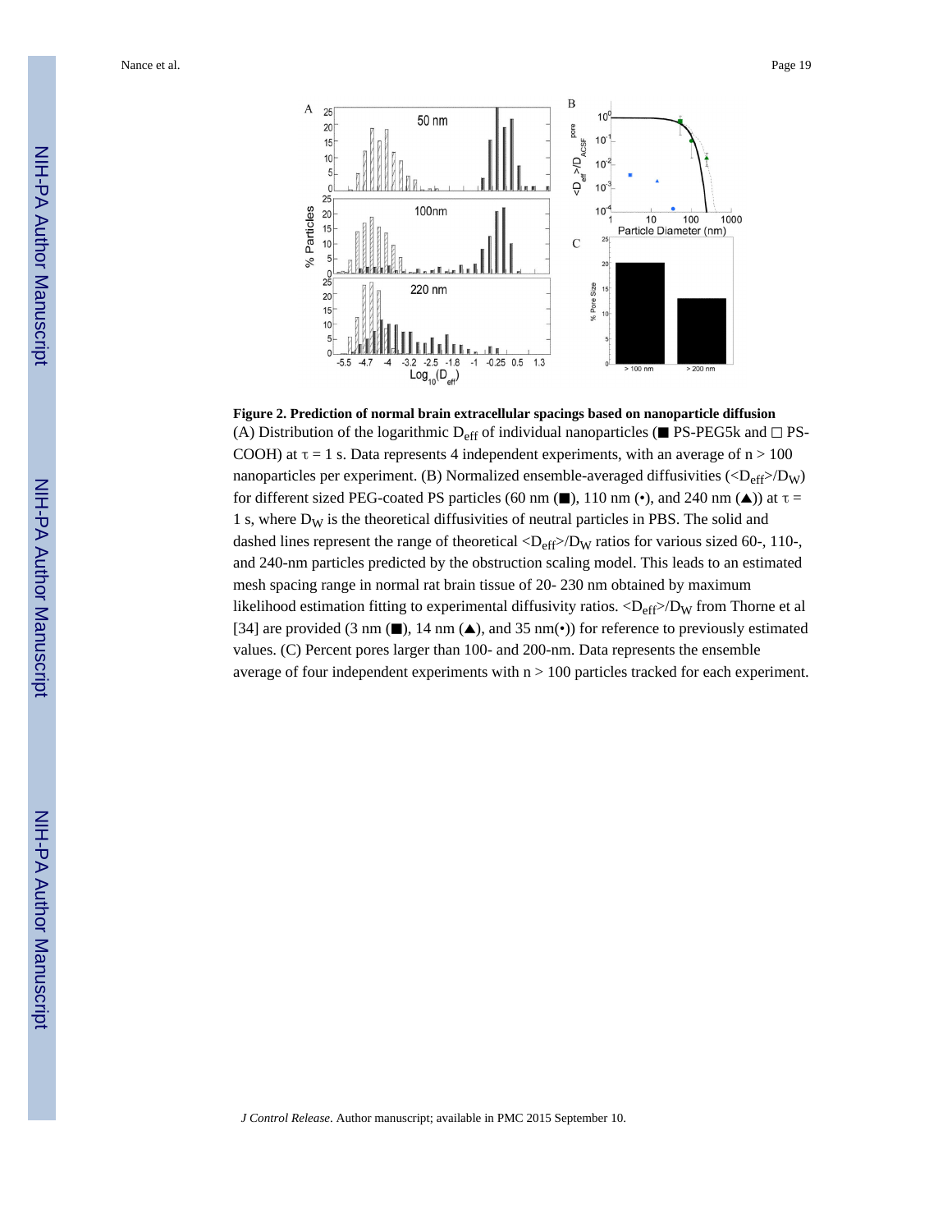A

50 nm

100nm

220 nm

% Particles

25
20
15
10
5
0

-5.5 -4.7 -4 -3.2 -2.5 -1.8 -1 -0.25 0.5 1.3

$\mathrm{Log}_{10}(D_{eff})$

B

$\langle D_{eff} \rangle / D_{ACSF}^{pore}$

$10^{0}$
$10^{-1}$
$10^{-2}$
$10^{-3}$
$10^{-4}$

1 10 100 1000

Particle Diameter (nm)

C

% Pore Size

25
20
15
10
5
0

> 100 nm
> 200 nm

**Figure 2. Prediction of normal brain extracellular spacings based on nanoparticle diffusion**

(A) Distribution of the logarithmic $D_{eff}$ of individual nanoparticles (■ PS-PEG5k and □ PS-COOH) at $\tau = 1$ s. Data represents 4 independent experiments, with an average of $n > 100$ nanoparticles per experiment. (B) Normalized ensemble-averaged diffusivities ($\langle D_{eff} \rangle / D_W$) for different sized PEG-coated PS particles (60 nm (■), 110 nm (•), and 240 nm (▲)) at $\tau = 1$ s, where $D_W$ is the theoretical diffusivities of neutral particles in PBS. The solid and dashed lines represent the range of theoretical $\langle D_{eff} \rangle / D_W$ ratios for various sized 60-, 110-, and 240-nm particles predicted by the obstruction scaling model. This leads to an estimated mesh spacing range in normal rat brain tissue of 20- 230 nm obtained by maximum likelihood estimation fitting to experimental diffusivity ratios. $\langle D_{eff} \rangle / D_W$ from Thorne et al [34] are provided (3 nm (■), 14 nm (▲), and 35 nm(•)) for reference to previously estimated values. (C) Percent pores larger than 100- and 200-nm. Data represents the ensemble average of four independent experiments with $n > 100$ particles tracked for each experiment.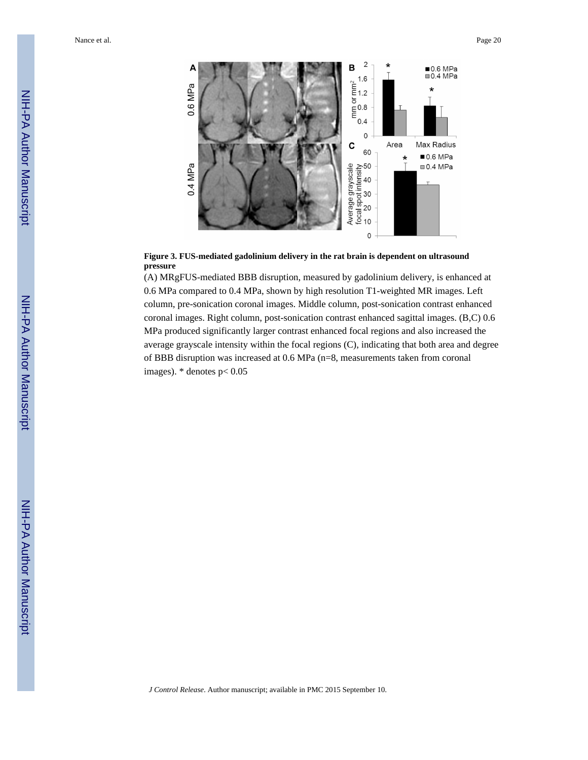A

0.6 MPa

0.4 MPa

B

2

1.6

1.2

0.8

0.4

0

mm or mm$^2$

*

*

■ 0.6 MPa

■ 0.4 MPa

Area

Max Radius

C

60

50

40

30

20

10

0

Average grayscale focal spot intensity

*

■ 0.6 MPa

■ 0.4 MPa

**Figure 3. FUS-mediated gadolinium delivery in the rat brain is dependent on ultrasound pressure**

(A) MRgFUS-mediated BBB disruption, measured by gadolinium delivery, is enhanced at 0.6 MPa compared to 0.4 MPa, shown by high resolution T1-weighted MR images. Left column, pre-sonication coronal images. Middle column, post-sonication contrast enhanced coronal images. Right column, post-sonication contrast enhanced sagittal images. (B,C) 0.6 MPa produced significantly larger contrast enhanced focal regions and also increased the average grayscale intensity within the focal regions (C), indicating that both area and degree of BBB disruption was increased at 0.6 MPa (n=8, measurements taken from coronal images). * denotes $p < 0.05$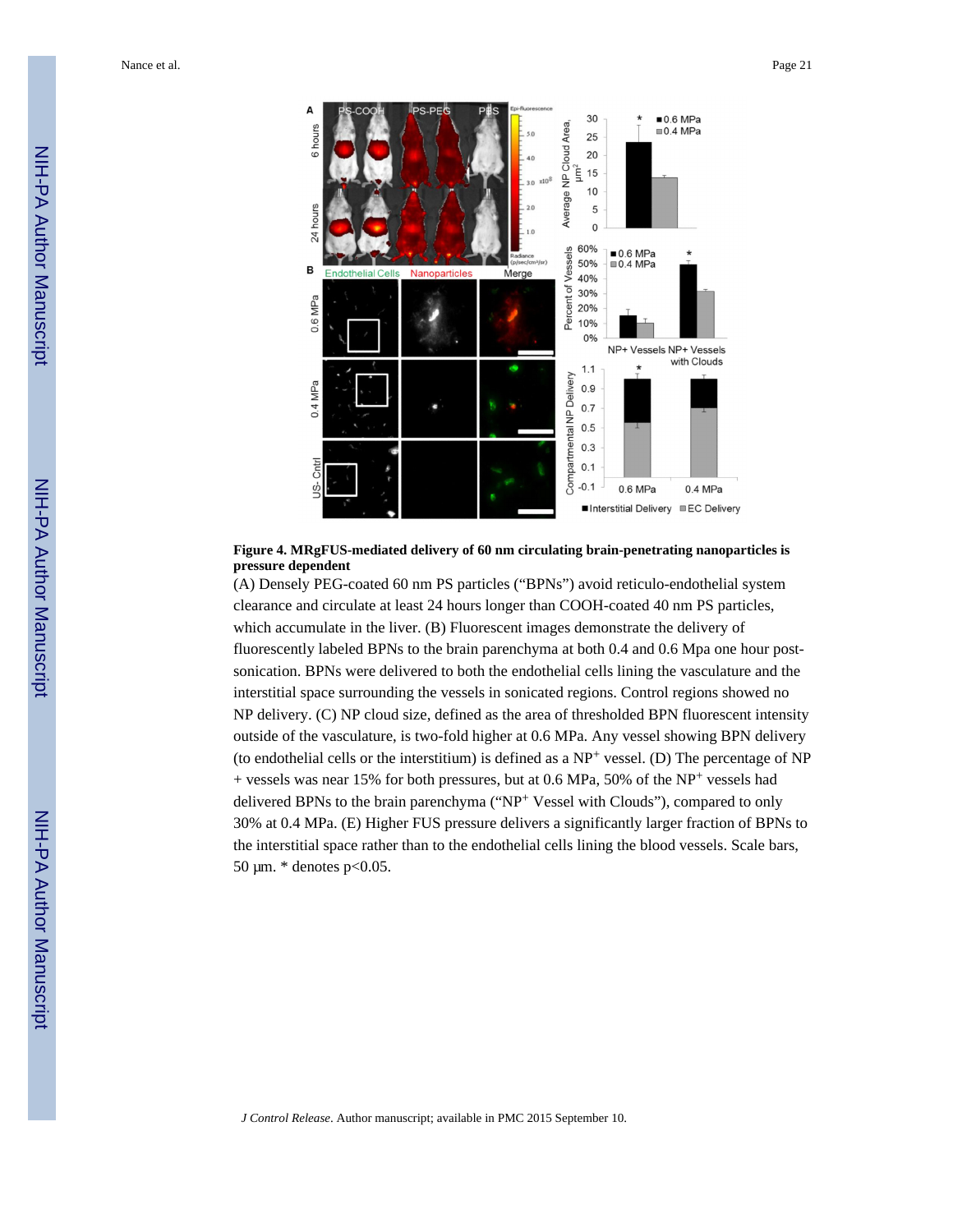**Figure 4. MRgFUS-mediated delivery of 60 nm circulating brain-penetrating nanoparticles is pressure dependent**

(A) Densely PEG-coated 60 nm PS particles ("BPNs") avoid reticulo-endothelial system clearance and circulate at least 24 hours longer than COOH-coated 40 nm PS particles, which accumulate in the liver. (B) Fluorescent images demonstrate the delivery of fluorescently labeled BPNs to the brain parenchyma at both 0.4 and 0.6 Mpa one hour post-sonication. BPNs were delivered to both the endothelial cells lining the vasculature and the interstitial space surrounding the vessels in sonicated regions. Control regions showed no NP delivery. (C) NP cloud size, defined as the area of thresholded BPN fluorescent intensity outside of the vasculature, is two-fold higher at 0.6 MPa. Any vessel showing BPN delivery (to endothelial cells or the interstitium) is defined as a $NP^{+}$ vessel. (D) The percentage of NP + vessels was near 15% for both pressures, but at 0.6 MPa, 50% of the $NP^{+}$ vessels had delivered BPNs to the brain parenchyma ("$NP^{+}$ Vessel with Clouds"), compared to only 30% at 0.4 MPa. (E) Higher FUS pressure delivers a significantly larger fraction of BPNs to the interstitial space rather than to the endothelial cells lining the blood vessels. Scale bars, 50 µm. * denotes $p<0.05$.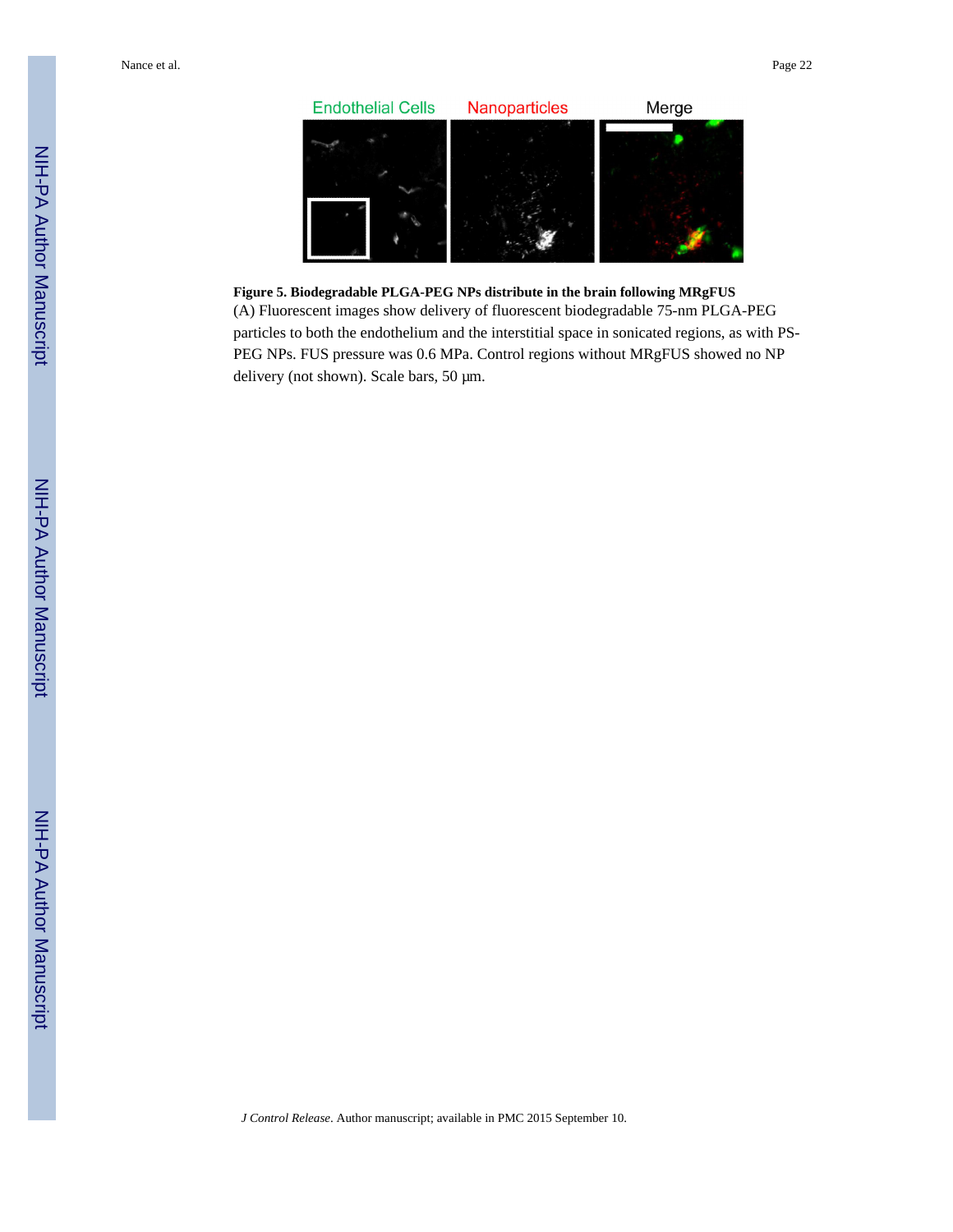Endothelial Cells

Nanoparticles

Merge

**Figure 5. Biodegradable PLGA-PEG NPs distribute in the brain following MRgFUS**

(A) Fluorescent images show delivery of fluorescent biodegradable 75-nm PLGA-PEG particles to both the endothelium and the interstitial space in sonicated regions, as with PS-PEG NPs. FUS pressure was 0.6 MPa. Control regions without MRgFUS showed no NP delivery (not shown). Scale bars, 50 μm.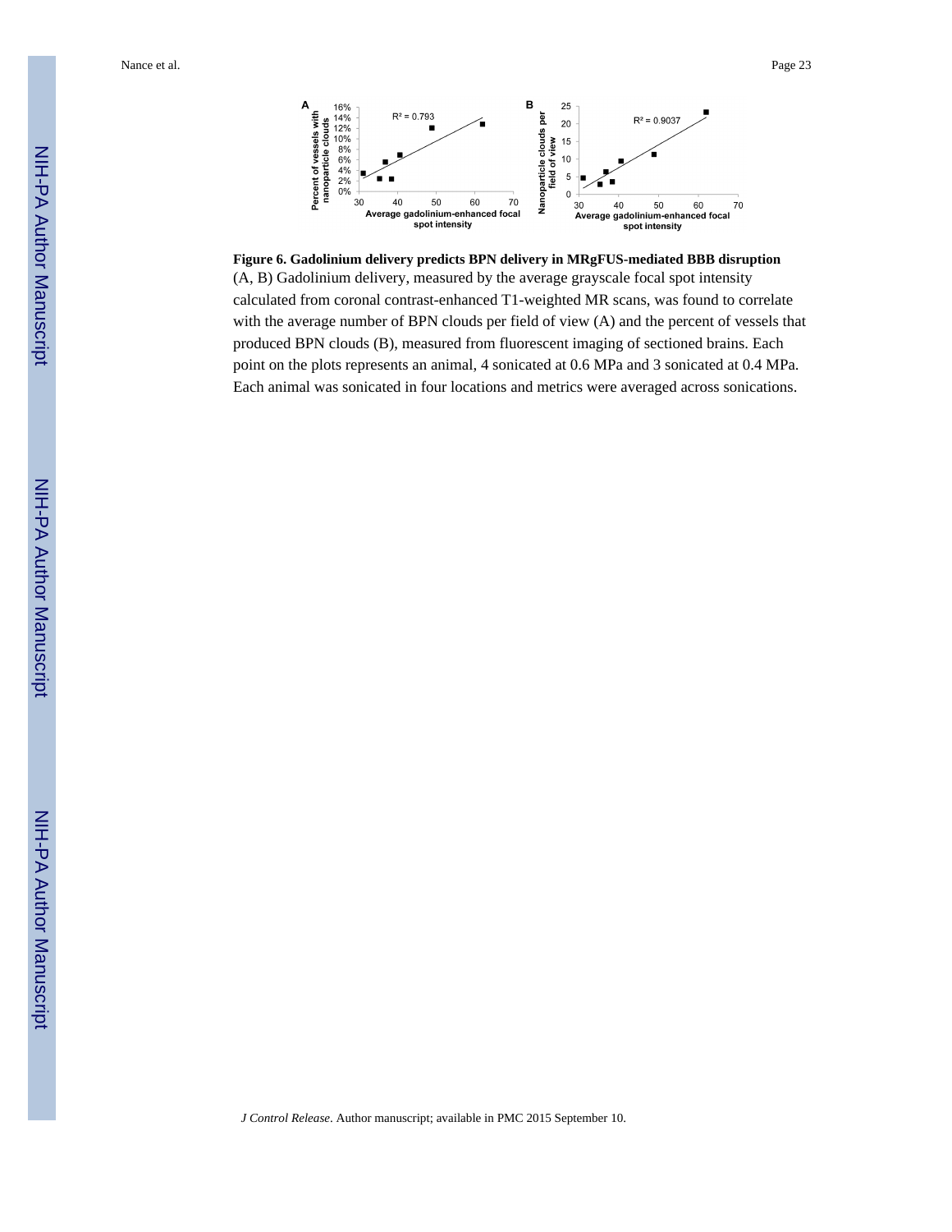A

16%
14%
12%
10%
8%
6%
4%
2%
0%

Percent of vessels with nanoparticle clouds

$R^2 = 0.793$

30 40 50 60 70

Average gadolinium-enhanced focal spot intensity

B

25
20
15
10
5
0

Nanoparticle clouds per field of view

$R^2 = 0.9037$

30 40 50 60 70

Average gadolinium-enhanced focal spot intensity

**Figure 6. Gadolinium delivery predicts BPN delivery in MRgFUS-mediated BBB disruption**

(A, B) Gadolinium delivery, measured by the average grayscale focal spot intensity calculated from coronal contrast-enhanced T1-weighted MR scans, was found to correlate with the average number of BPN clouds per field of view (A) and the percent of vessels that produced BPN clouds (B), measured from fluorescent imaging of sectioned brains. Each point on the plots represents an animal, 4 sonicated at 0.6 MPa and 3 sonicated at 0.4 MPa. Each animal was sonicated in four locations and metrics were averaged across sonications.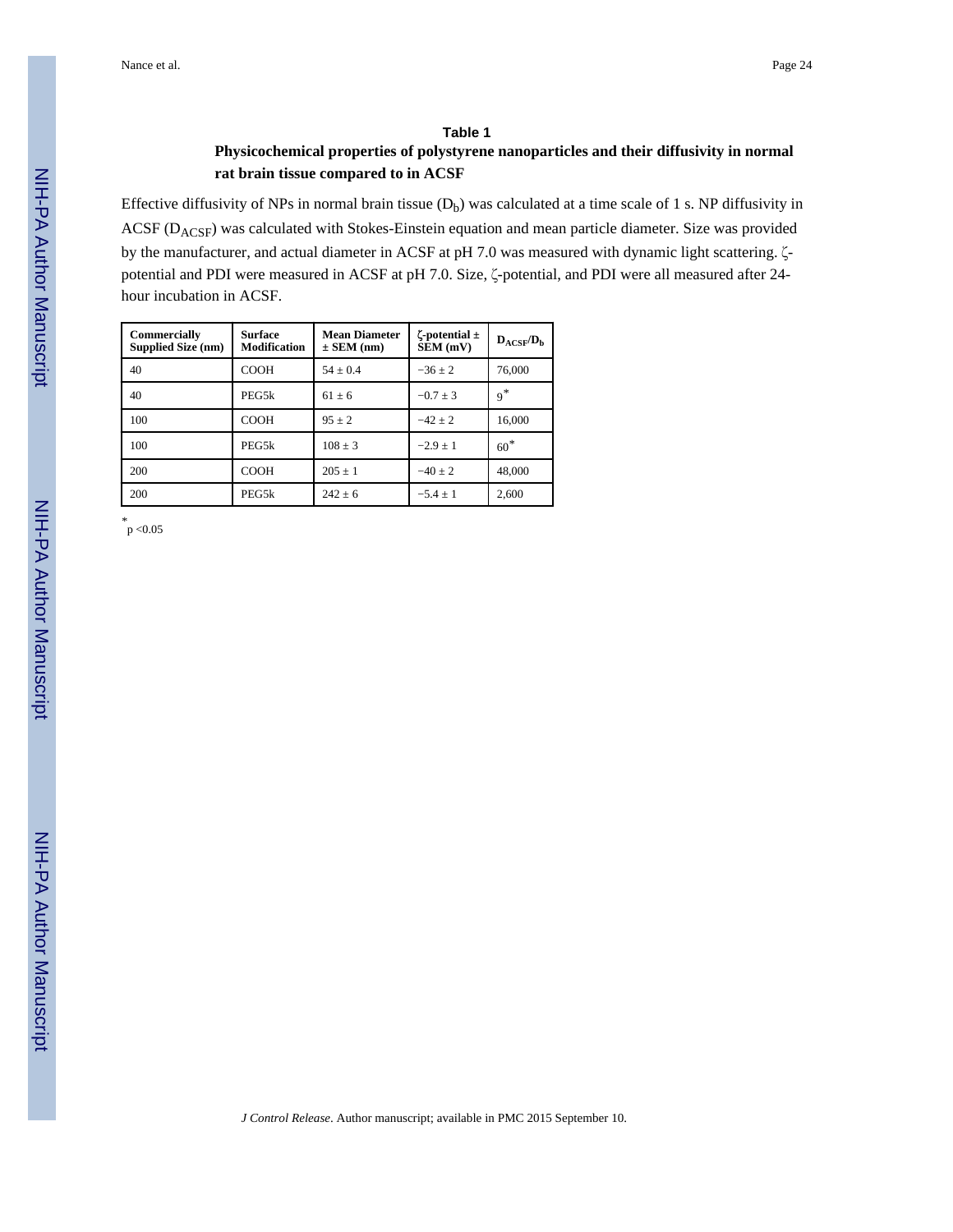## Table 1

**Physicochemical properties of polystyrene nanoparticles and their diffusivity in normal rat brain tissue compared to in ACSF**

Effective diffusivity of NPs in normal brain tissue ($D_b$) was calculated at a time scale of 1 s. NP diffusivity in ACSF ($D_{ACSF}$) was calculated with Stokes-Einstein equation and mean particle diameter. Size was provided by the manufacturer, and actual diameter in ACSF at pH 7.0 was measured with dynamic light scattering. ζ-potential and PDI were measured in ACSF at pH 7.0. Size, ζ-potential, and PDI were all measured after 24-hour incubation in ACSF.

| Commercially Supplied Size (nm) | Surface Modification | Mean Diameter ± SEM (nm) | ζ-potential ± SEM (mV) | $D_{ACSF}/D_b$ |
|---|---|---|---|---|
| 40 | COOH | 54 ± 0.4 | −36 ± 2 | 76,000 |
| 40 | PEG5k | 61 ± 6 | −0.7 ± 3 | 9* |
| 100 | COOH | 95 ± 2 | −42 ± 2 | 16,000 |
| 100 | PEG5k | 108 ± 3 | −2.9 ± 1 | 60* |
| 200 | COOH | 205 ± 1 | −40 ± 2 | 48,000 |
| 200 | PEG5k | 242 ± 6 | −5.4 ± 1 | 2,600 |

* $p < 0.05$